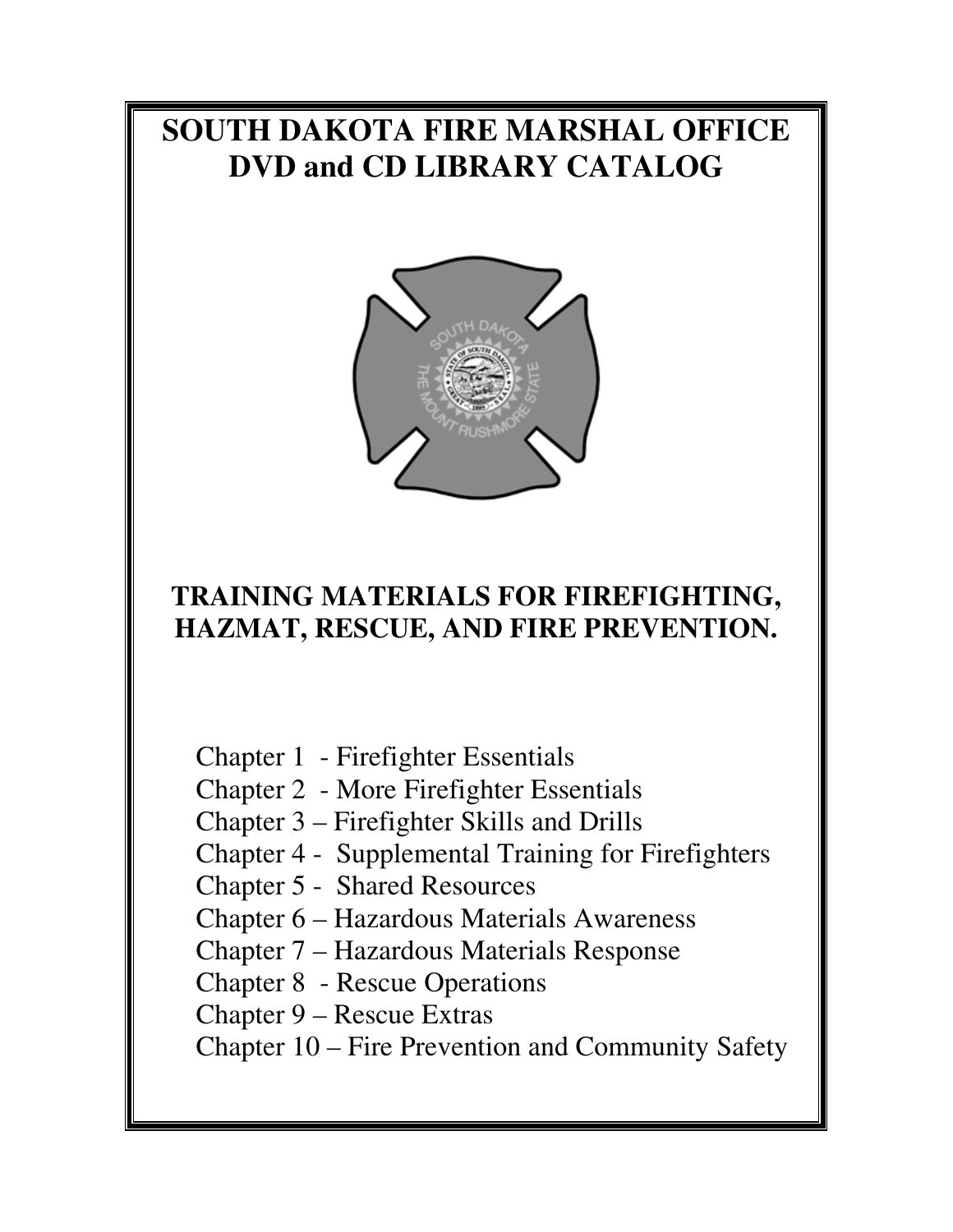# SOUTH DAKOTA FIRE MARSHAL OFFICE DVD and CD LIBRARY CATALOG

## TRAINING MATERIALS FOR FIREFIGHTING, HAZMAT, RESCUE, AND FIRE PREVENTION.

Chapter 1 - Firefighter Essentials
Chapter 2 - More Firefighter Essentials
Chapter 3 – Firefighter Skills and Drills
Chapter 4 - Supplemental Training for Firefighters
Chapter 5 - Shared Resources
Chapter 6 – Hazardous Materials Awareness
Chapter 7 – Hazardous Materials Response
Chapter 8 - Rescue Operations
Chapter 9 – Rescue Extras
Chapter 10 – Fire Prevention and Community Safety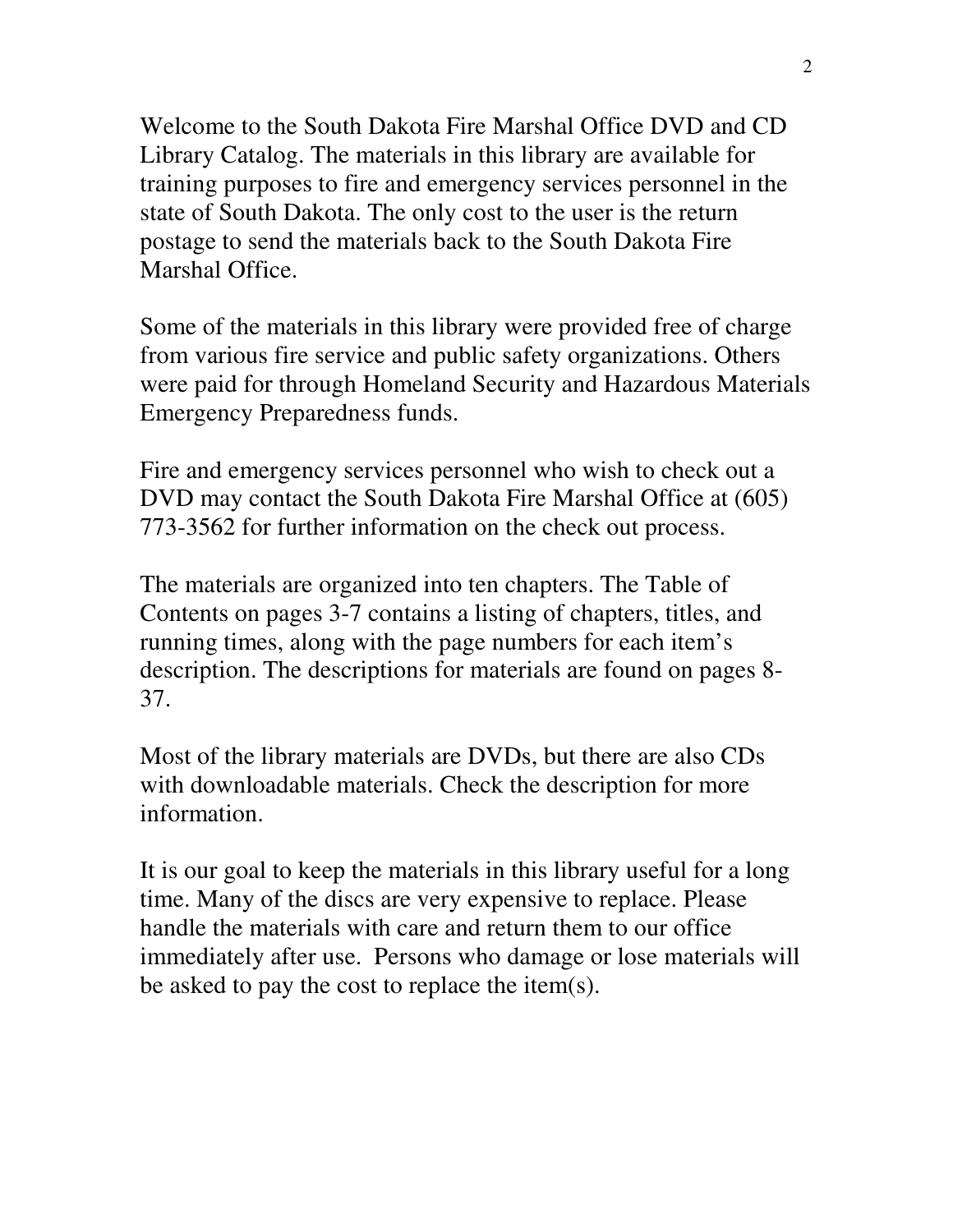Welcome to the South Dakota Fire Marshal Office DVD and CD Library Catalog. The materials in this library are available for training purposes to fire and emergency services personnel in the state of South Dakota. The only cost to the user is the return postage to send the materials back to the South Dakota Fire Marshal Office.

Some of the materials in this library were provided free of charge from various fire service and public safety organizations. Others were paid for through Homeland Security and Hazardous Materials Emergency Preparedness funds.

Fire and emergency services personnel who wish to check out a DVD may contact the South Dakota Fire Marshal Office at (605) 773-3562 for further information on the check out process.

The materials are organized into ten chapters. The Table of Contents on pages 3-7 contains a listing of chapters, titles, and running times, along with the page numbers for each item's description. The descriptions for materials are found on pages 8-37.

Most of the library materials are DVDs, but there are also CDs with downloadable materials. Check the description for more information.

It is our goal to keep the materials in this library useful for a long time. Many of the discs are very expensive to replace. Please handle the materials with care and return them to our office immediately after use. Persons who damage or lose materials will be asked to pay the cost to replace the item(s).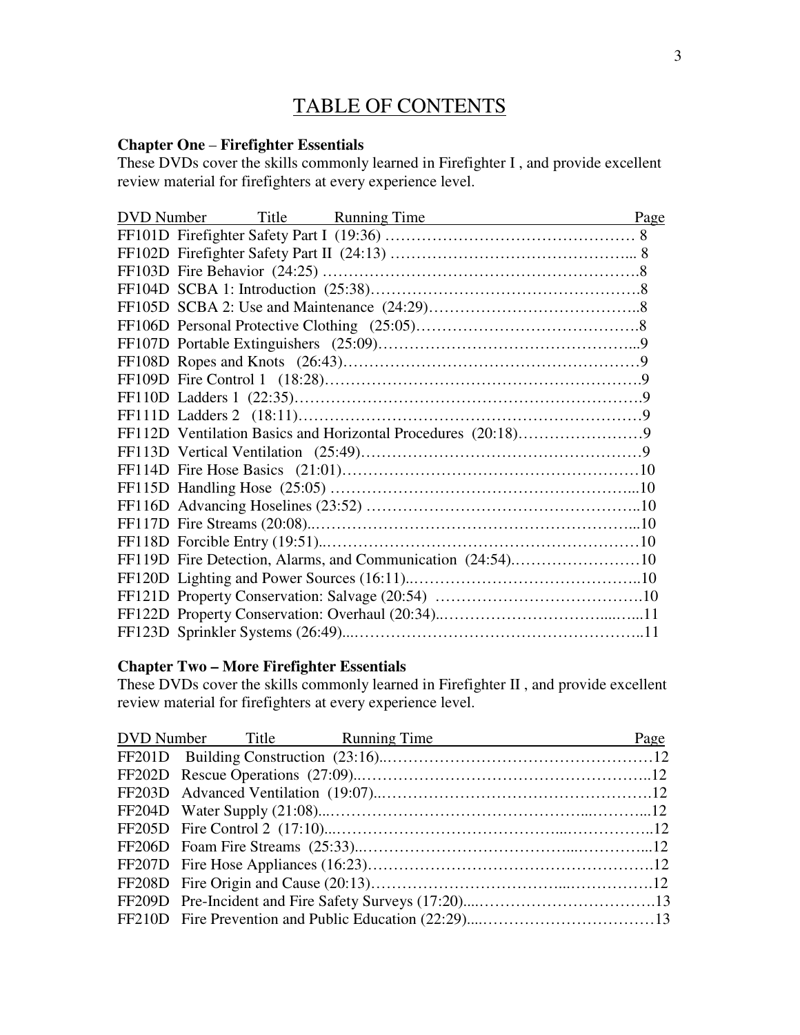# TABLE OF CONTENTS

**Chapter One – Firefighter Essentials**

These DVDs cover the skills commonly learned in Firefighter I , and provide excellent review material for firefighters at every experience level.

| DVD Number | Title | Running Time | Page |
|---|---|---|---|
| FF101D | Firefighter Safety Part I | (19:36) | 8 |
| FF102D | Firefighter Safety Part II | (24:13) | 8 |
| FF103D | Fire Behavior | (24:25) | 8 |
| FF104D | SCBA 1: Introduction | (25:38) | 8 |
| FF105D | SCBA 2: Use and Maintenance | (24:29) | 8 |
| FF106D | Personal Protective Clothing | (25:05) | 8 |
| FF107D | Portable Extinguishers | (25:09) | 9 |
| FF108D | Ropes and Knots | (26:43) | 9 |
| FF109D | Fire Control 1 | (18:28) | 9 |
| FF110D | Ladders 1 | (22:35) | 9 |
| FF111D | Ladders 2 | (18:11) | 9 |
| FF112D | Ventilation Basics and Horizontal Procedures | (20:18) | 9 |
| FF113D | Vertical Ventilation | (25:49) | 9 |
| FF114D | Fire Hose Basics | (21:01) | 10 |
| FF115D | Handling Hose | (25:05) | 10 |
| FF116D | Advancing Hoselines | (23:52) | 10 |
| FF117D | Fire Streams | (20:08) | 10 |
| FF118D | Forcible Entry | (19:51) | 10 |
| FF119D | Fire Detection, Alarms, and Communication | (24:54) | 10 |
| FF120D | Lighting and Power Sources | (16:11) | 10 |
| FF121D | Property Conservation: Salvage | (20:54) | 10 |
| FF122D | Property Conservation: Overhaul | (20:34) | 11 |
| FF123D | Sprinkler Systems | (26:49) | 11 |

**Chapter Two – More Firefighter Essentials**

These DVDs cover the skills commonly learned in Firefighter II , and provide excellent review material for firefighters at every experience level.

| DVD Number | Title | Running Time | Page |
|---|---|---|---|
| FF201D | Building Construction | (23:16) | 12 |
| FF202D | Rescue Operations | (27:09) | 12 |
| FF203D | Advanced Ventilation | (19:07) | 12 |
| FF204D | Water Supply | (21:08) | 12 |
| FF205D | Fire Control 2 | (17:10) | 12 |
| FF206D | Foam Fire Streams | (25:33) | 12 |
| FF207D | Fire Hose Appliances | (16:23) | 12 |
| FF208D | Fire Origin and Cause | (20:13) | 12 |
| FF209D | Pre-Incident and Fire Safety Surveys | (17:20) | 13 |
| FF210D | Fire Prevention and Public Education | (22:29) | 13 |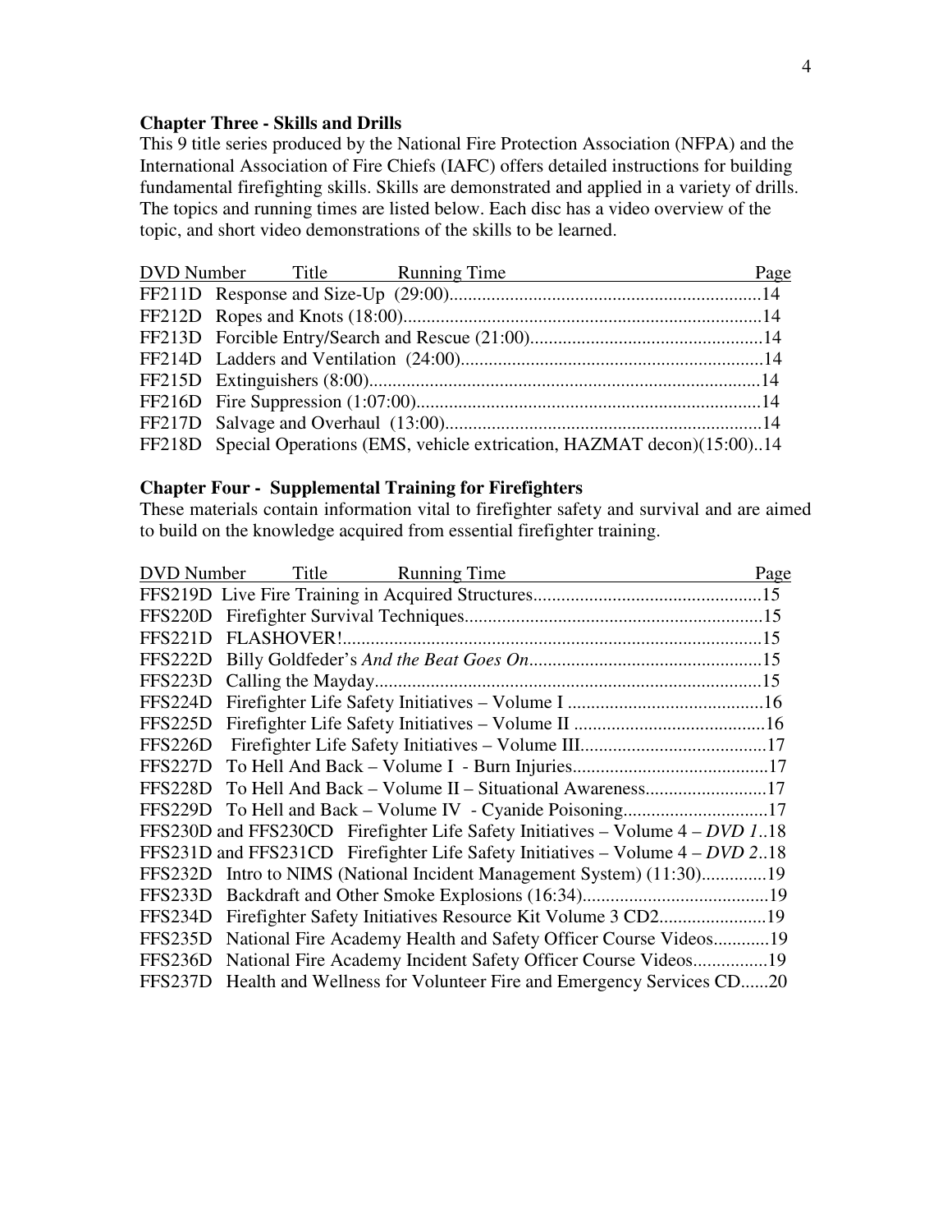**Chapter Three - Skills and Drills**

This 9 title series produced by the National Fire Protection Association (NFPA) and the International Association of Fire Chiefs (IAFC) offers detailed instructions for building fundamental firefighting skills. Skills are demonstrated and applied in a variety of drills. The topics and running times are listed below. Each disc has a video overview of the topic, and short video demonstrations of the skills to be learned.

| DVD Number | Title Running Time | Page |
|---|---|---|
| FF211D | Response and Size-Up (29:00) | 14 |
| FF212D | Ropes and Knots (18:00) | 14 |
| FF213D | Forcible Entry/Search and Rescue (21:00) | 14 |
| FF214D | Ladders and Ventilation (24:00) | 14 |
| FF215D | Extinguishers (8:00) | 14 |
| FF216D | Fire Suppression (1:07:00) | 14 |
| FF217D | Salvage and Overhaul (13:00) | 14 |
| FF218D | Special Operations (EMS, vehicle extrication, HAZMAT decon)(15:00) | 14 |

**Chapter Four - Supplemental Training for Firefighters**

These materials contain information vital to firefighter safety and survival and are aimed to build on the knowledge acquired from essential firefighter training.

| DVD Number | Title Running Time | Page |
|---|---|---|
| FFS219D | Live Fire Training in Acquired Structures | 15 |
| FFS220D | Firefighter Survival Techniques | 15 |
| FFS221D | FLASHOVER! | 15 |
| FFS222D | Billy Goldfeder's *And the Beat Goes On* | 15 |
| FFS223D | Calling the Mayday | 15 |
| FFS224D | Firefighter Life Safety Initiatives – Volume I | 16 |
| FFS225D | Firefighter Life Safety Initiatives – Volume II | 16 |
| FFS226D | Firefighter Life Safety Initiatives – Volume III | 17 |
| FFS227D | To Hell And Back – Volume I - Burn Injuries | 17 |
| FFS228D | To Hell And Back – Volume II – Situational Awareness | 17 |
| FFS229D | To Hell and Back – Volume IV - Cyanide Poisoning | 17 |
| FFS230D and FFS230CD | Firefighter Life Safety Initiatives – Volume 4 – *DVD 1* | 18 |
| FFS231D and FFS231CD | Firefighter Life Safety Initiatives – Volume 4 – *DVD 2* | 18 |
| FFS232D | Intro to NIMS (National Incident Management System) (11:30) | 19 |
| FFS233D | Backdraft and Other Smoke Explosions (16:34) | 19 |
| FFS234D | Firefighter Safety Initiatives Resource Kit Volume 3 CD2 | 19 |
| FFS235D | National Fire Academy Health and Safety Officer Course Videos | 19 |
| FFS236D | National Fire Academy Incident Safety Officer Course Videos | 19 |
| FFS237D | Health and Wellness for Volunteer Fire and Emergency Services CD | 20 |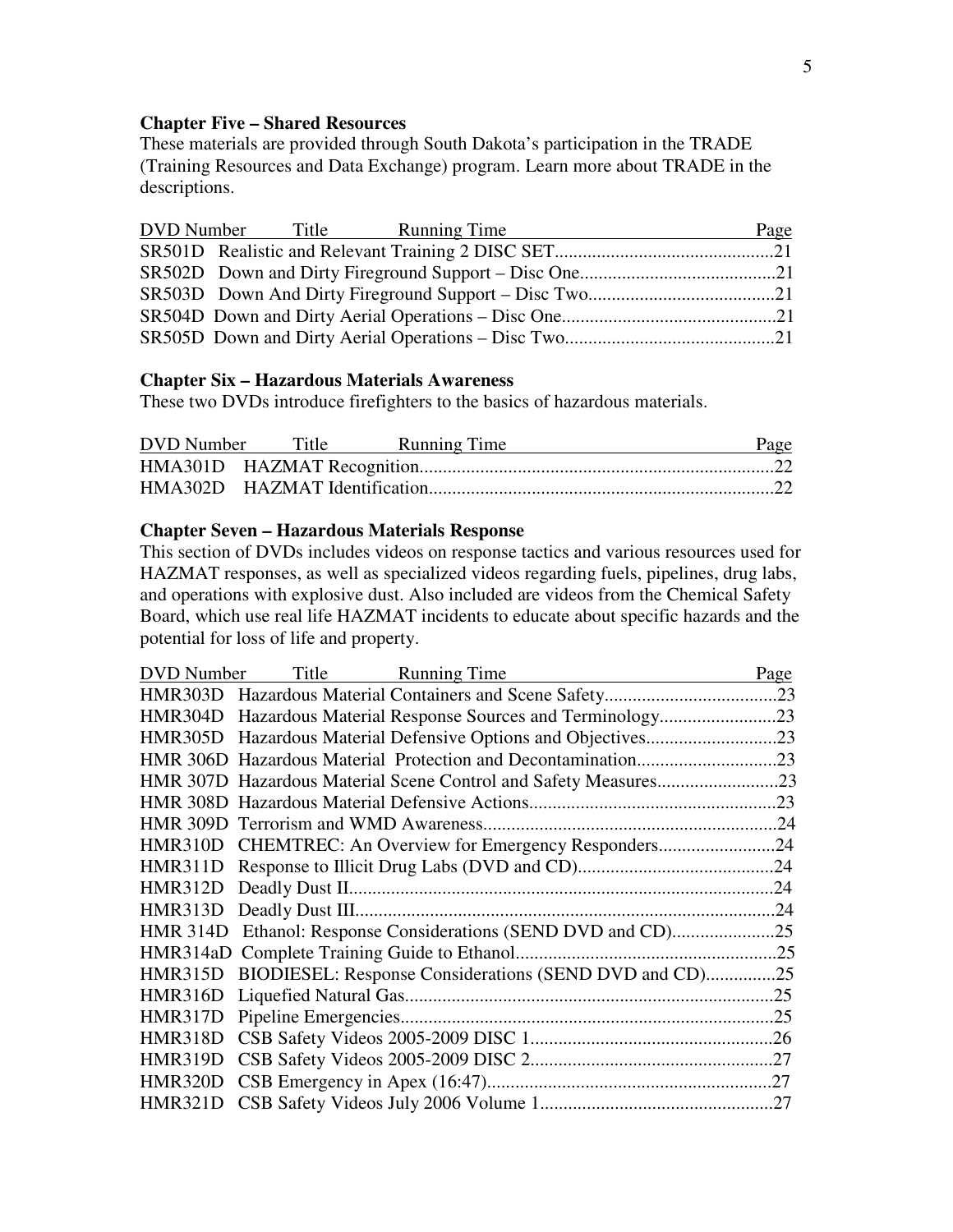**Chapter Five – Shared Resources**

These materials are provided through South Dakota's participation in the TRADE (Training Resources and Data Exchange) program. Learn more about TRADE in the descriptions.

| DVD Number | Title Running Time | Page |
|---|---|---|
| SR501D | Realistic and Relevant Training 2 DISC SET | 21 |
| SR502D | Down and Dirty Fireground Support – Disc One | 21 |
| SR503D | Down And Dirty Fireground Support – Disc Two | 21 |
| SR504D | Down and Dirty Aerial Operations – Disc One | 21 |
| SR505D | Down and Dirty Aerial Operations – Disc Two | 21 |

**Chapter Six – Hazardous Materials Awareness**

These two DVDs introduce firefighters to the basics of hazardous materials.

| DVD Number | Title Running Time | Page |
|---|---|---|
| HMA301D | HAZMAT Recognition | 22 |
| HMA302D | HAZMAT Identification | 22 |

**Chapter Seven – Hazardous Materials Response**

This section of DVDs includes videos on response tactics and various resources used for HAZMAT responses, as well as specialized videos regarding fuels, pipelines, drug labs, and operations with explosive dust. Also included are videos from the Chemical Safety Board, which use real life HAZMAT incidents to educate about specific hazards and the potential for loss of life and property.

| DVD Number | Title Running Time | Page |
|---|---|---|
| HMR303D | Hazardous Material Containers and Scene Safety | 23 |
| HMR304D | Hazardous Material Response Sources and Terminology | 23 |
| HMR305D | Hazardous Material Defensive Options and Objectives | 23 |
| HMR 306D | Hazardous Material Protection and Decontamination | 23 |
| HMR 307D | Hazardous Material Scene Control and Safety Measures | 23 |
| HMR 308D | Hazardous Material Defensive Actions | 23 |
| HMR 309D | Terrorism and WMD Awareness | 24 |
| HMR310D | CHEMTREC: An Overview for Emergency Responders | 24 |
| HMR311D | Response to Illicit Drug Labs (DVD and CD) | 24 |
| HMR312D | Deadly Dust II | 24 |
| HMR313D | Deadly Dust III | 24 |
| HMR 314D | Ethanol: Response Considerations (SEND DVD and CD) | 25 |
| HMR314aD | Complete Training Guide to Ethanol | 25 |
| HMR315D | BIODIESEL: Response Considerations (SEND DVD and CD) | 25 |
| HMR316D | Liquefied Natural Gas | 25 |
| HMR317D | Pipeline Emergencies | 25 |
| HMR318D | CSB Safety Videos 2005-2009 DISC 1 | 26 |
| HMR319D | CSB Safety Videos 2005-2009 DISC 2 | 27 |
| HMR320D | CSB Emergency in Apex (16:47) | 27 |
| HMR321D | CSB Safety Videos July 2006 Volume 1 | 27 |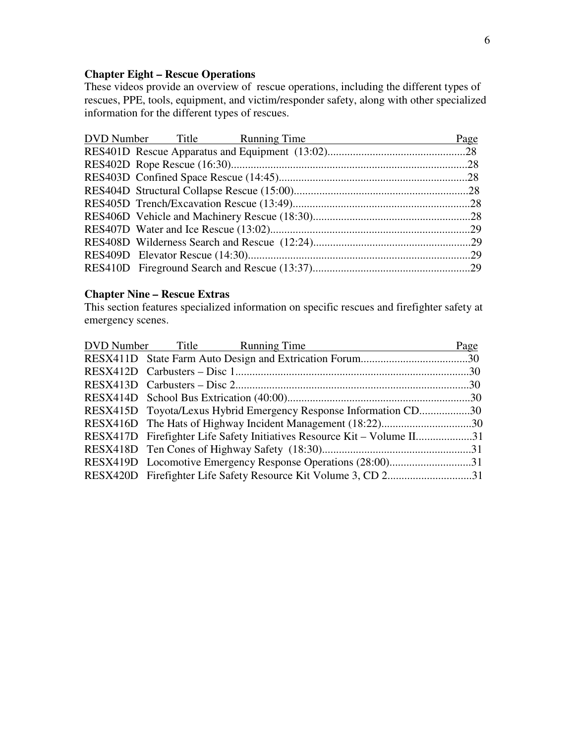## Chapter Eight – Rescue Operations

These videos provide an overview of rescue operations, including the different types of rescues, PPE, tools, equipment, and victim/responder safety, along with other specialized information for the different types of rescues.

| DVD Number | Title Running Time | Page |
|---|---|---|
| RES401D | Rescue Apparatus and Equipment (13:02) | 28 |
| RES402D | Rope Rescue (16:30) | 28 |
| RES403D | Confined Space Rescue (14:45) | 28 |
| RES404D | Structural Collapse Rescue (15:00) | 28 |
| RES405D | Trench/Excavation Rescue (13:49) | 28 |
| RES406D | Vehicle and Machinery Rescue (18:30) | 28 |
| RES407D | Water and Ice Rescue (13:02) | 29 |
| RES408D | Wilderness Search and Rescue (12:24) | 29 |
| RES409D | Elevator Rescue (14:30) | 29 |
| RES410D | Fireground Search and Rescue (13:37) | 29 |

## Chapter Nine – Rescue Extras

This section features specialized information on specific rescues and firefighter safety at emergency scenes.

| DVD Number | Title Running Time | Page |
|---|---|---|
| RESX411D | State Farm Auto Design and Extrication Forum | 30 |
| RESX412D | Carbusters – Disc 1 | 30 |
| RESX413D | Carbusters – Disc 2 | 30 |
| RESX414D | School Bus Extrication (40:00) | 30 |
| RESX415D | Toyota/Lexus Hybrid Emergency Response Information CD | 30 |
| RESX416D | The Hats of Highway Incident Management (18:22) | 30 |
| RESX417D | Firefighter Life Safety Initiatives Resource Kit – Volume II | 31 |
| RESX418D | Ten Cones of Highway Safety (18:30) | 31 |
| RESX419D | Locomotive Emergency Response Operations (28:00) | 31 |
| RESX420D | Firefighter Life Safety Resource Kit Volume 3, CD 2 | 31 |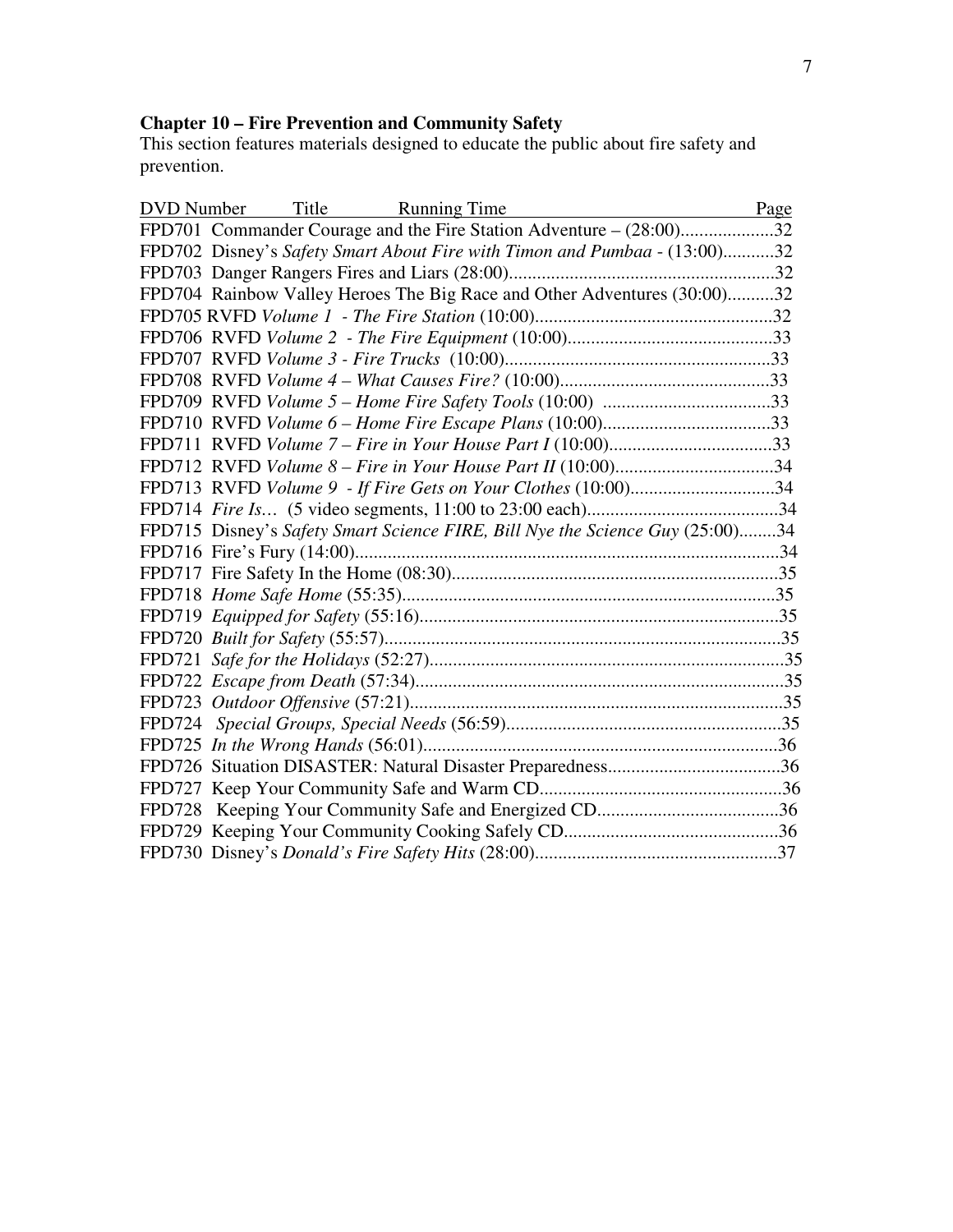**Chapter 10 – Fire Prevention and Community Safety**

This section features materials designed to educate the public about fire safety and prevention.

| DVD Number | Title / Running Time | Page |
|---|---|---|
| FPD701 | Commander Courage and the Fire Station Adventure – (28:00) | 32 |
| FPD702 | Disney's *Safety Smart About Fire with Timon and Pumbaa* - (13:00) | 32 |
| FPD703 | Danger Rangers Fires and Liars (28:00) | 32 |
| FPD704 | Rainbow Valley Heroes The Big Race and Other Adventures (30:00) | 32 |
| FPD705 | RVFD *Volume 1 - The Fire Station* (10:00) | 32 |
| FPD706 | RVFD *Volume 2 - The Fire Equipment* (10:00) | 33 |
| FPD707 | RVFD *Volume 3 - Fire Trucks* (10:00) | 33 |
| FPD708 | RVFD *Volume 4 – What Causes Fire?* (10:00) | 33 |
| FPD709 | RVFD *Volume 5 – Home Fire Safety Tools* (10:00) | 33 |
| FPD710 | RVFD *Volume 6 – Home Fire Escape Plans* (10:00) | 33 |
| FPD711 | RVFD *Volume 7 – Fire in Your House Part I* (10:00) | 33 |
| FPD712 | RVFD *Volume 8 – Fire in Your House Part II* (10:00) | 34 |
| FPD713 | RVFD *Volume 9 - If Fire Gets on Your Clothes* (10:00) | 34 |
| FPD714 | *Fire Is…* (5 video segments, 11:00 to 23:00 each) | 34 |
| FPD715 | Disney's *Safety Smart Science FIRE, Bill Nye the Science Guy* (25:00) | 34 |
| FPD716 | Fire's Fury (14:00) | 34 |
| FPD717 | Fire Safety In the Home (08:30) | 35 |
| FPD718 | *Home Safe Home* (55:35) | 35 |
| FPD719 | *Equipped for Safety* (55:16) | 35 |
| FPD720 | *Built for Safety* (55:57) | 35 |
| FPD721 | *Safe for the Holidays* (52:27) | 35 |
| FPD722 | *Escape from Death* (57:34) | 35 |
| FPD723 | *Outdoor Offensive* (57:21) | 35 |
| FPD724 | *Special Groups, Special Needs* (56:59) | 35 |
| FPD725 | *In the Wrong Hands* (56:01) | 36 |
| FPD726 | Situation DISASTER: Natural Disaster Preparedness | 36 |
| FPD727 | Keep Your Community Safe and Warm CD | 36 |
| FPD728 | Keeping Your Community Safe and Energized CD | 36 |
| FPD729 | Keeping Your Community Cooking Safely CD | 36 |
| FPD730 | Disney's *Donald's Fire Safety Hits* (28:00) | 37 |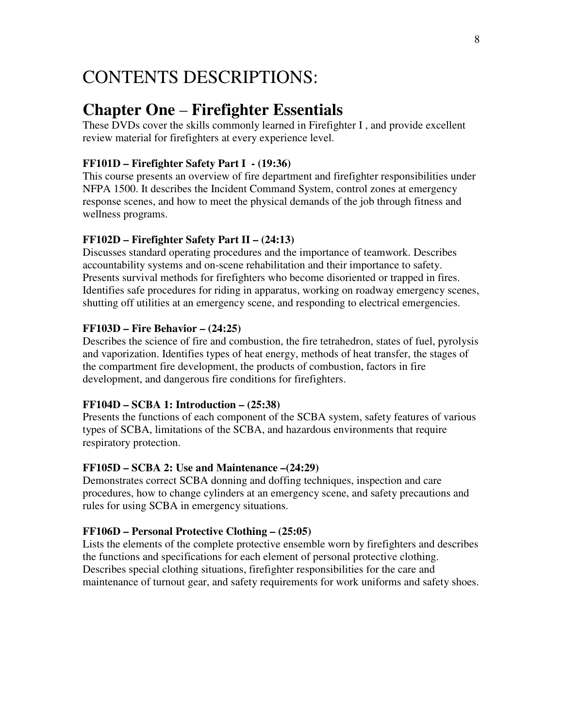# CONTENTS DESCRIPTIONS:

## Chapter One – Firefighter Essentials

These DVDs cover the skills commonly learned in Firefighter I , and provide excellent review material for firefighters at every experience level.

**FF101D – Firefighter Safety Part I - (19:36)**

This course presents an overview of fire department and firefighter responsibilities under NFPA 1500. It describes the Incident Command System, control zones at emergency response scenes, and how to meet the physical demands of the job through fitness and wellness programs.

**FF102D – Firefighter Safety Part II – (24:13)**

Discusses standard operating procedures and the importance of teamwork. Describes accountability systems and on-scene rehabilitation and their importance to safety. Presents survival methods for firefighters who become disoriented or trapped in fires. Identifies safe procedures for riding in apparatus, working on roadway emergency scenes, shutting off utilities at an emergency scene, and responding to electrical emergencies.

**FF103D – Fire Behavior – (24:25)**

Describes the science of fire and combustion, the fire tetrahedron, states of fuel, pyrolysis and vaporization. Identifies types of heat energy, methods of heat transfer, the stages of the compartment fire development, the products of combustion, factors in fire development, and dangerous fire conditions for firefighters.

**FF104D – SCBA 1: Introduction – (25:38)**

Presents the functions of each component of the SCBA system, safety features of various types of SCBA, limitations of the SCBA, and hazardous environments that require respiratory protection.

**FF105D – SCBA 2: Use and Maintenance –(24:29)**

Demonstrates correct SCBA donning and doffing techniques, inspection and care procedures, how to change cylinders at an emergency scene, and safety precautions and rules for using SCBA in emergency situations.

**FF106D – Personal Protective Clothing – (25:05)**

Lists the elements of the complete protective ensemble worn by firefighters and describes the functions and specifications for each element of personal protective clothing. Describes special clothing situations, firefighter responsibilities for the care and maintenance of turnout gear, and safety requirements for work uniforms and safety shoes.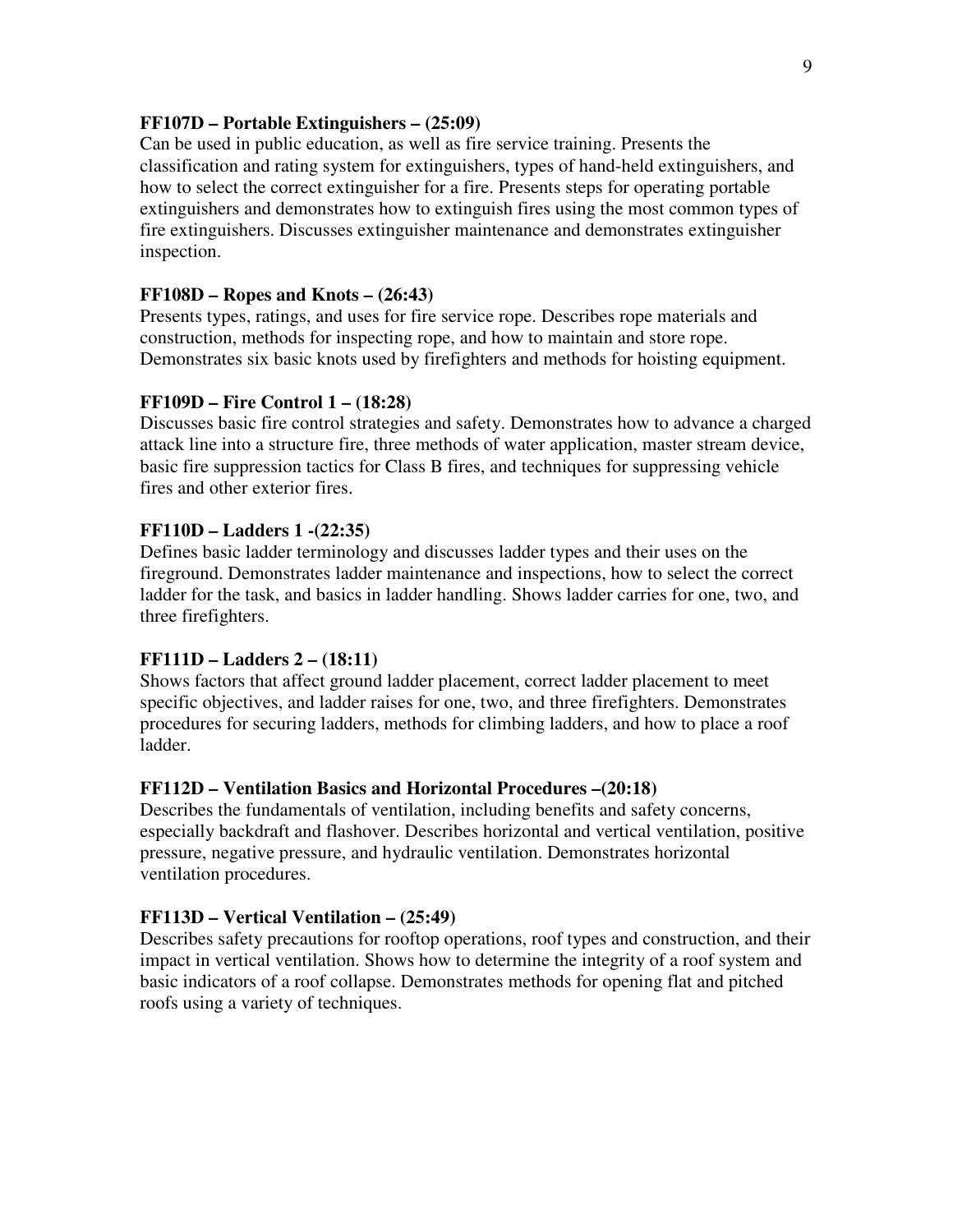**FF107D – Portable Extinguishers – (25:09)**
Can be used in public education, as well as fire service training. Presents the classification and rating system for extinguishers, types of hand-held extinguishers, and how to select the correct extinguisher for a fire. Presents steps for operating portable extinguishers and demonstrates how to extinguish fires using the most common types of fire extinguishers. Discusses extinguisher maintenance and demonstrates extinguisher inspection.

**FF108D – Ropes and Knots – (26:43)**
Presents types, ratings, and uses for fire service rope. Describes rope materials and construction, methods for inspecting rope, and how to maintain and store rope. Demonstrates six basic knots used by firefighters and methods for hoisting equipment.

**FF109D – Fire Control 1 – (18:28)**
Discusses basic fire control strategies and safety. Demonstrates how to advance a charged attack line into a structure fire, three methods of water application, master stream device, basic fire suppression tactics for Class B fires, and techniques for suppressing vehicle fires and other exterior fires.

**FF110D – Ladders 1 -(22:35)**
Defines basic ladder terminology and discusses ladder types and their uses on the fireground. Demonstrates ladder maintenance and inspections, how to select the correct ladder for the task, and basics in ladder handling. Shows ladder carries for one, two, and three firefighters.

**FF111D – Ladders 2 – (18:11)**
Shows factors that affect ground ladder placement, correct ladder placement to meet specific objectives, and ladder raises for one, two, and three firefighters. Demonstrates procedures for securing ladders, methods for climbing ladders, and how to place a roof ladder.

**FF112D – Ventilation Basics and Horizontal Procedures –(20:18)**
Describes the fundamentals of ventilation, including benefits and safety concerns, especially backdraft and flashover. Describes horizontal and vertical ventilation, positive pressure, negative pressure, and hydraulic ventilation. Demonstrates horizontal ventilation procedures.

**FF113D – Vertical Ventilation – (25:49)**
Describes safety precautions for rooftop operations, roof types and construction, and their impact in vertical ventilation. Shows how to determine the integrity of a roof system and basic indicators of a roof collapse. Demonstrates methods for opening flat and pitched roofs using a variety of techniques.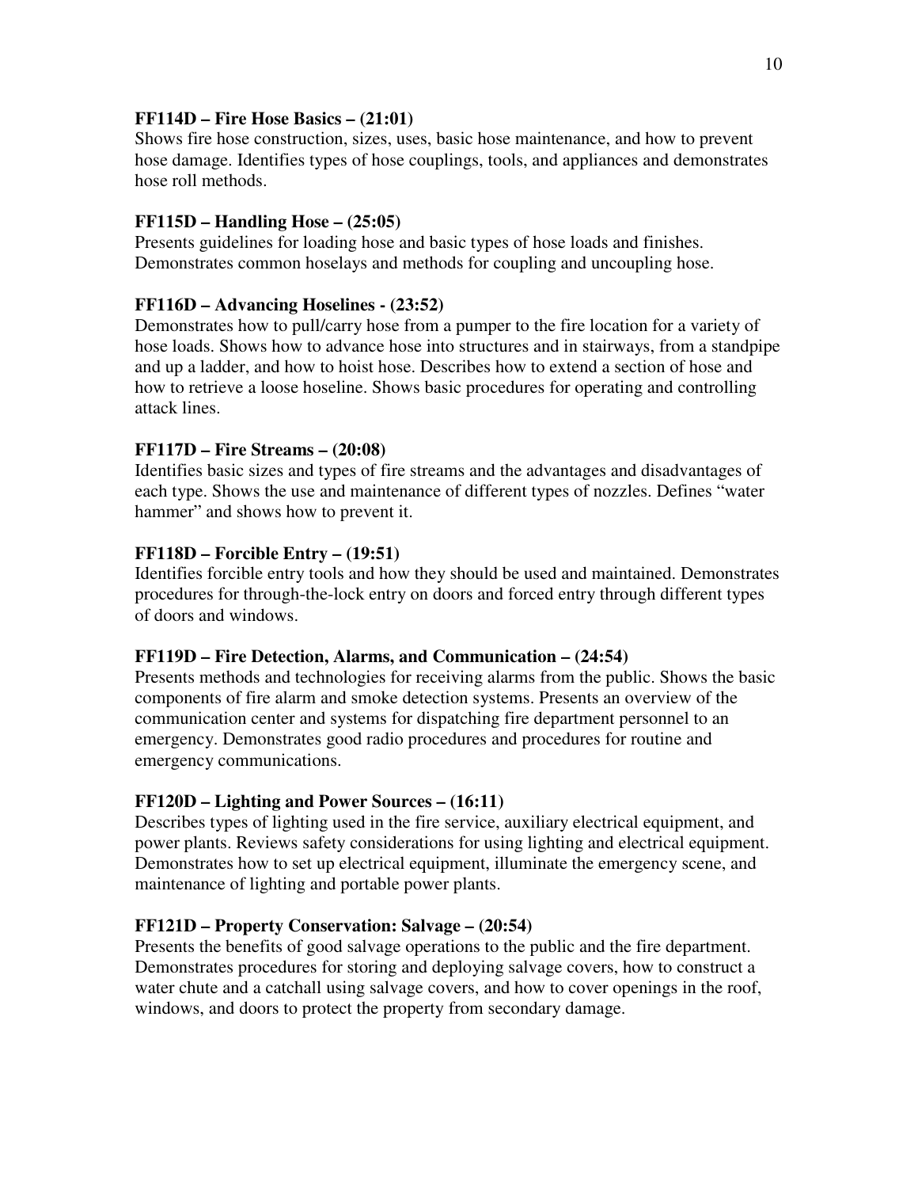**FF114D – Fire Hose Basics – (21:01)**
Shows fire hose construction, sizes, uses, basic hose maintenance, and how to prevent hose damage. Identifies types of hose couplings, tools, and appliances and demonstrates hose roll methods.

**FF115D – Handling Hose – (25:05)**
Presents guidelines for loading hose and basic types of hose loads and finishes. Demonstrates common hoselays and methods for coupling and uncoupling hose.

**FF116D – Advancing Hoselines - (23:52)**
Demonstrates how to pull/carry hose from a pumper to the fire location for a variety of hose loads. Shows how to advance hose into structures and in stairways, from a standpipe and up a ladder, and how to hoist hose. Describes how to extend a section of hose and how to retrieve a loose hoseline. Shows basic procedures for operating and controlling attack lines.

**FF117D – Fire Streams – (20:08)**
Identifies basic sizes and types of fire streams and the advantages and disadvantages of each type. Shows the use and maintenance of different types of nozzles. Defines "water hammer" and shows how to prevent it.

**FF118D – Forcible Entry – (19:51)**
Identifies forcible entry tools and how they should be used and maintained. Demonstrates procedures for through-the-lock entry on doors and forced entry through different types of doors and windows.

**FF119D – Fire Detection, Alarms, and Communication – (24:54)**
Presents methods and technologies for receiving alarms from the public. Shows the basic components of fire alarm and smoke detection systems. Presents an overview of the communication center and systems for dispatching fire department personnel to an emergency. Demonstrates good radio procedures and procedures for routine and emergency communications.

**FF120D – Lighting and Power Sources – (16:11)**
Describes types of lighting used in the fire service, auxiliary electrical equipment, and power plants. Reviews safety considerations for using lighting and electrical equipment. Demonstrates how to set up electrical equipment, illuminate the emergency scene, and maintenance of lighting and portable power plants.

**FF121D – Property Conservation: Salvage – (20:54)**
Presents the benefits of good salvage operations to the public and the fire department. Demonstrates procedures for storing and deploying salvage covers, how to construct a water chute and a catchall using salvage covers, and how to cover openings in the roof, windows, and doors to protect the property from secondary damage.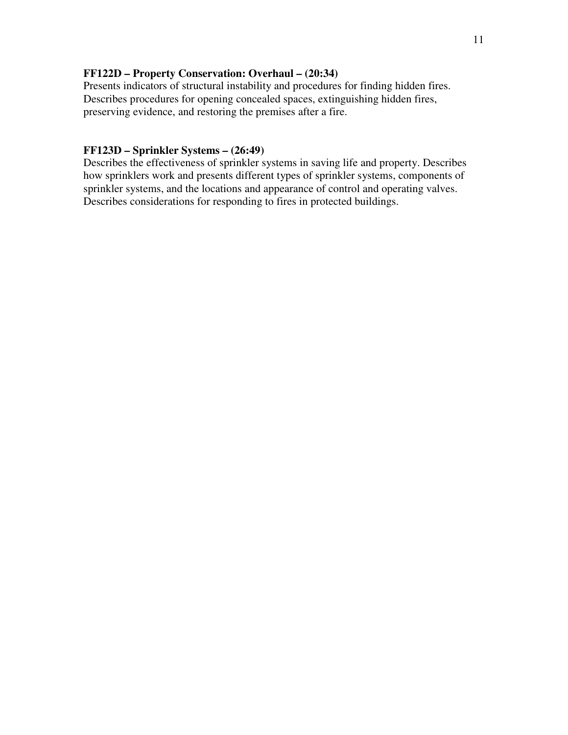**FF122D – Property Conservation: Overhaul – (20:34)**
Presents indicators of structural instability and procedures for finding hidden fires. Describes procedures for opening concealed spaces, extinguishing hidden fires, preserving evidence, and restoring the premises after a fire.

**FF123D – Sprinkler Systems – (26:49)**
Describes the effectiveness of sprinkler systems in saving life and property. Describes how sprinklers work and presents different types of sprinkler systems, components of sprinkler systems, and the locations and appearance of control and operating valves. Describes considerations for responding to fires in protected buildings.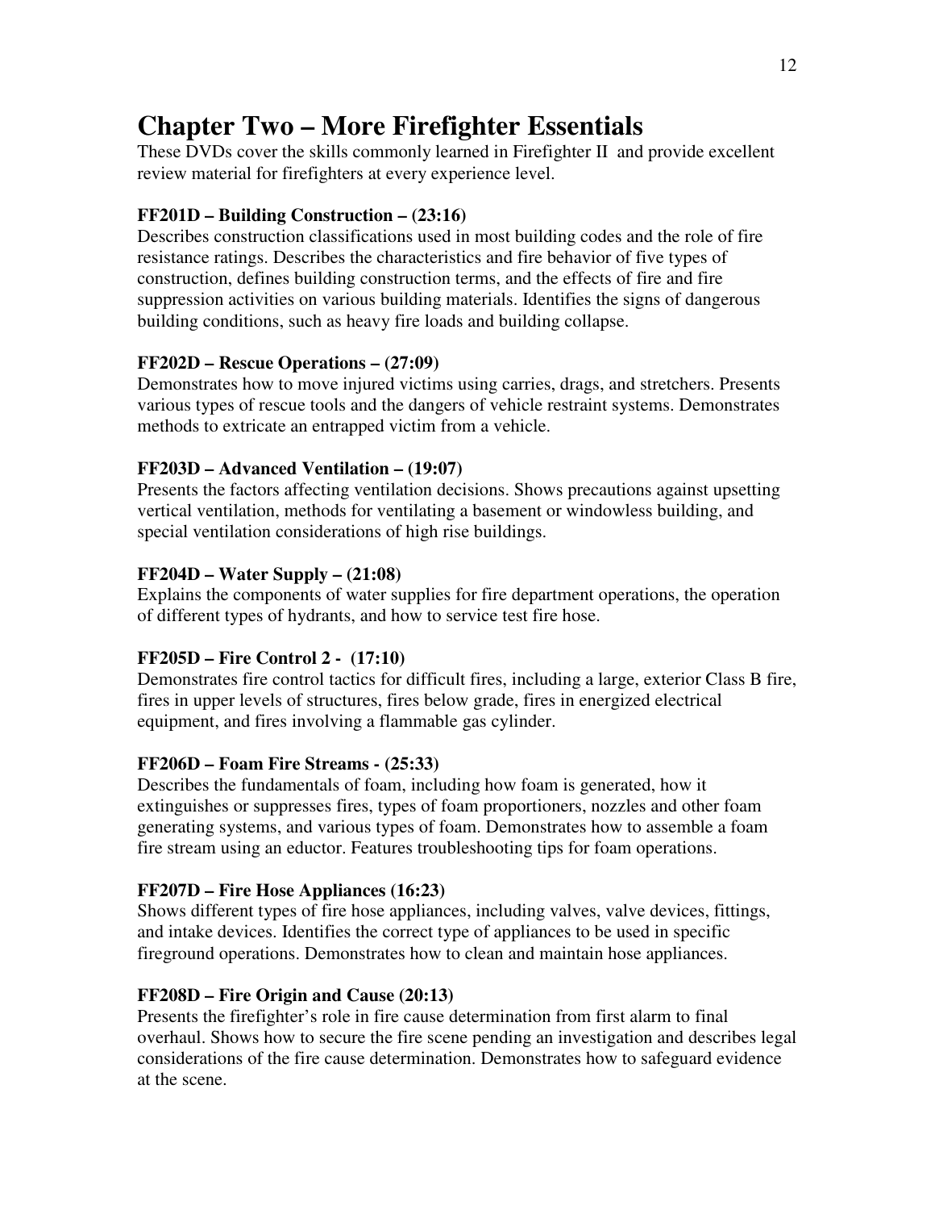# Chapter Two – More Firefighter Essentials

These DVDs cover the skills commonly learned in Firefighter II and provide excellent review material for firefighters at every experience level.

### FF201D – Building Construction – (23:16)

Describes construction classifications used in most building codes and the role of fire resistance ratings. Describes the characteristics and fire behavior of five types of construction, defines building construction terms, and the effects of fire and fire suppression activities on various building materials. Identifies the signs of dangerous building conditions, such as heavy fire loads and building collapse.

### FF202D – Rescue Operations – (27:09)

Demonstrates how to move injured victims using carries, drags, and stretchers. Presents various types of rescue tools and the dangers of vehicle restraint systems. Demonstrates methods to extricate an entrapped victim from a vehicle.

### FF203D – Advanced Ventilation – (19:07)

Presents the factors affecting ventilation decisions. Shows precautions against upsetting vertical ventilation, methods for ventilating a basement or windowless building, and special ventilation considerations of high rise buildings.

### FF204D – Water Supply – (21:08)

Explains the components of water supplies for fire department operations, the operation of different types of hydrants, and how to service test fire hose.

### FF205D – Fire Control 2 - (17:10)

Demonstrates fire control tactics for difficult fires, including a large, exterior Class B fire, fires in upper levels of structures, fires below grade, fires in energized electrical equipment, and fires involving a flammable gas cylinder.

### FF206D – Foam Fire Streams - (25:33)

Describes the fundamentals of foam, including how foam is generated, how it extinguishes or suppresses fires, types of foam proportioners, nozzles and other foam generating systems, and various types of foam. Demonstrates how to assemble a foam fire stream using an eductor. Features troubleshooting tips for foam operations.

### FF207D – Fire Hose Appliances (16:23)

Shows different types of fire hose appliances, including valves, valve devices, fittings, and intake devices. Identifies the correct type of appliances to be used in specific fireground operations. Demonstrates how to clean and maintain hose appliances.

### FF208D – Fire Origin and Cause (20:13)

Presents the firefighter's role in fire cause determination from first alarm to final overhaul. Shows how to secure the fire scene pending an investigation and describes legal considerations of the fire cause determination. Demonstrates how to safeguard evidence at the scene.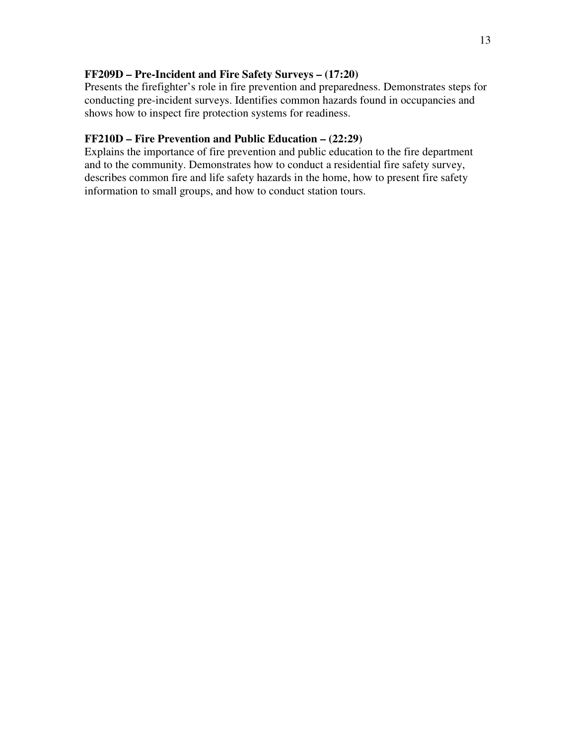**FF209D – Pre-Incident and Fire Safety Surveys – (17:20)**
Presents the firefighter's role in fire prevention and preparedness. Demonstrates steps for conducting pre-incident surveys. Identifies common hazards found in occupancies and shows how to inspect fire protection systems for readiness.

**FF210D – Fire Prevention and Public Education – (22:29)**
Explains the importance of fire prevention and public education to the fire department and to the community. Demonstrates how to conduct a residential fire safety survey, describes common fire and life safety hazards in the home, how to present fire safety information to small groups, and how to conduct station tours.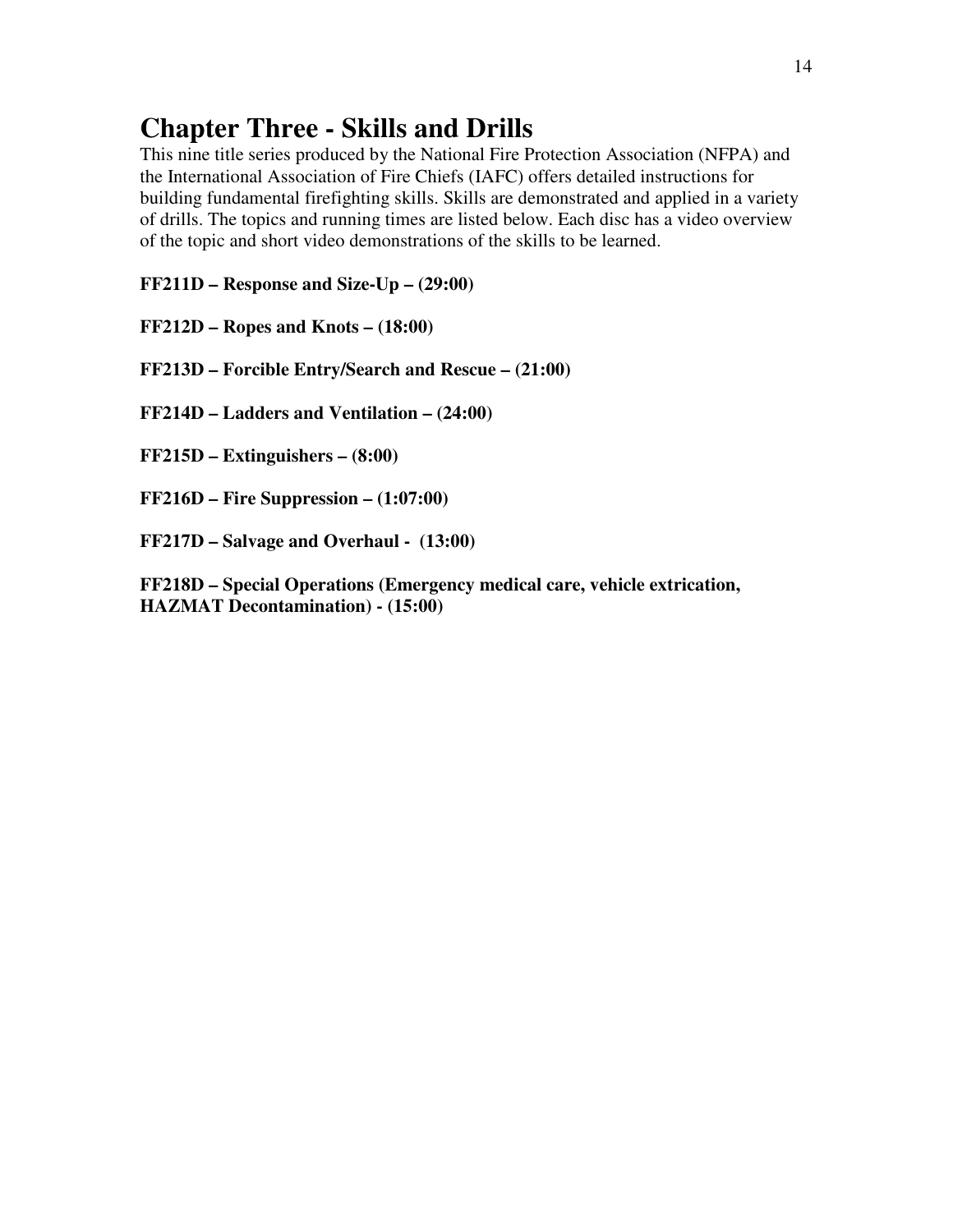# Chapter Three - Skills and Drills

This nine title series produced by the National Fire Protection Association (NFPA) and the International Association of Fire Chiefs (IAFC) offers detailed instructions for building fundamental firefighting skills. Skills are demonstrated and applied in a variety of drills. The topics and running times are listed below. Each disc has a video overview of the topic and short video demonstrations of the skills to be learned.

**FF211D – Response and Size-Up – (29:00)**

**FF212D – Ropes and Knots – (18:00)**

**FF213D – Forcible Entry/Search and Rescue – (21:00)**

**FF214D – Ladders and Ventilation – (24:00)**

**FF215D – Extinguishers – (8:00)**

**FF216D – Fire Suppression – (1:07:00)**

**FF217D – Salvage and Overhaul - (13:00)**

**FF218D – Special Operations (Emergency medical care, vehicle extrication, HAZMAT Decontamination) - (15:00)**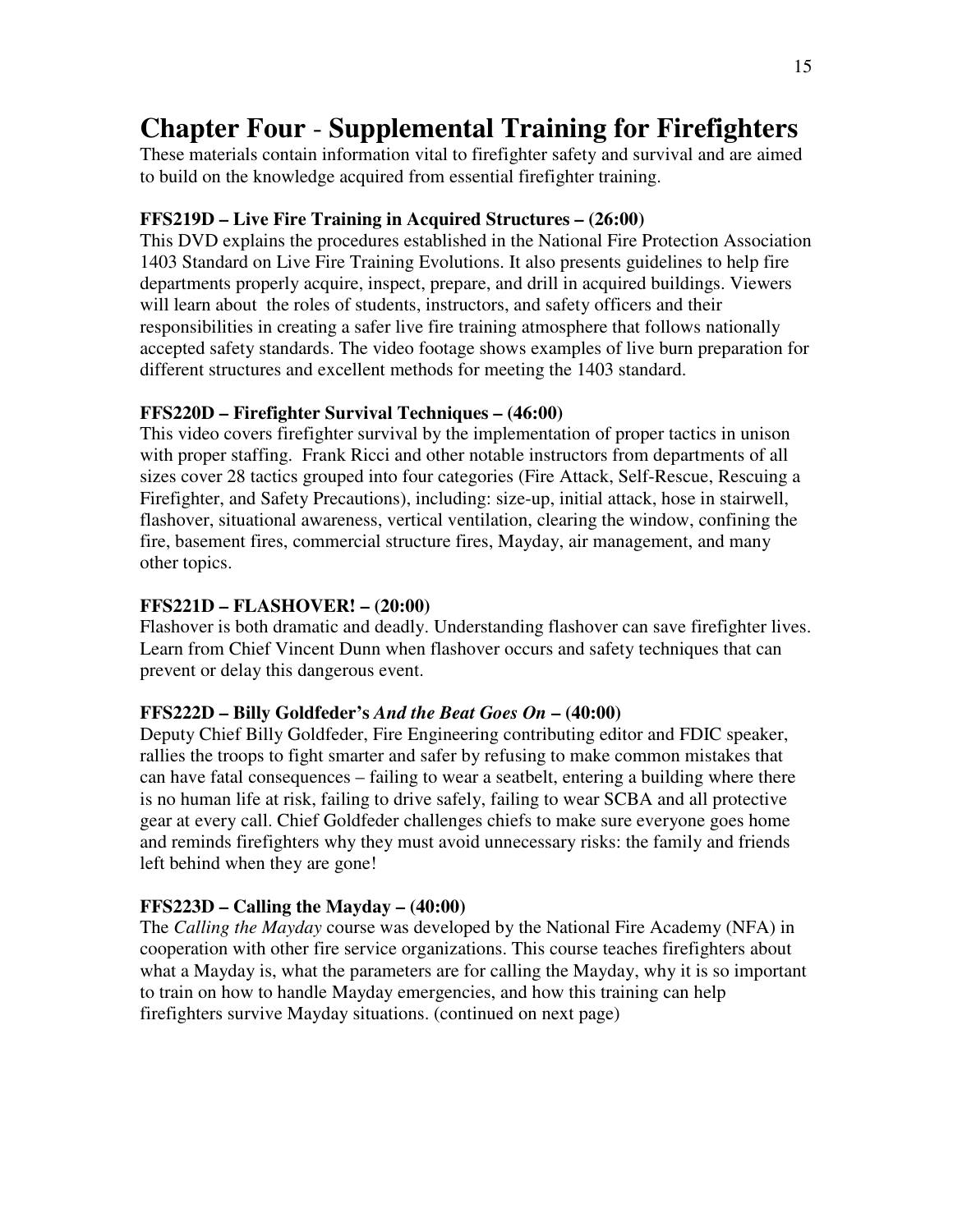# Chapter Four - Supplemental Training for Firefighters

These materials contain information vital to firefighter safety and survival and are aimed to build on the knowledge acquired from essential firefighter training.

**FFS219D – Live Fire Training in Acquired Structures – (26:00)**

This DVD explains the procedures established in the National Fire Protection Association 1403 Standard on Live Fire Training Evolutions. It also presents guidelines to help fire departments properly acquire, inspect, prepare, and drill in acquired buildings. Viewers will learn about the roles of students, instructors, and safety officers and their responsibilities in creating a safer live fire training atmosphere that follows nationally accepted safety standards. The video footage shows examples of live burn preparation for different structures and excellent methods for meeting the 1403 standard.

**FFS220D – Firefighter Survival Techniques – (46:00)**

This video covers firefighter survival by the implementation of proper tactics in unison with proper staffing. Frank Ricci and other notable instructors from departments of all sizes cover 28 tactics grouped into four categories (Fire Attack, Self-Rescue, Rescuing a Firefighter, and Safety Precautions), including: size-up, initial attack, hose in stairwell, flashover, situational awareness, vertical ventilation, clearing the window, confining the fire, basement fires, commercial structure fires, Mayday, air management, and many other topics.

**FFS221D – FLASHOVER! – (20:00)**

Flashover is both dramatic and deadly. Understanding flashover can save firefighter lives. Learn from Chief Vincent Dunn when flashover occurs and safety techniques that can prevent or delay this dangerous event.

**FFS222D – Billy Goldfeder's *And the Beat Goes On* – (40:00)**

Deputy Chief Billy Goldfeder, Fire Engineering contributing editor and FDIC speaker, rallies the troops to fight smarter and safer by refusing to make common mistakes that can have fatal consequences – failing to wear a seatbelt, entering a building where there is no human life at risk, failing to drive safely, failing to wear SCBA and all protective gear at every call. Chief Goldfeder challenges chiefs to make sure everyone goes home and reminds firefighters why they must avoid unnecessary risks: the family and friends left behind when they are gone!

**FFS223D – Calling the Mayday – (40:00)**

The *Calling the Mayday* course was developed by the National Fire Academy (NFA) in cooperation with other fire service organizations. This course teaches firefighters about what a Mayday is, what the parameters are for calling the Mayday, why it is so important to train on how to handle Mayday emergencies, and how this training can help firefighters survive Mayday situations. (continued on next page)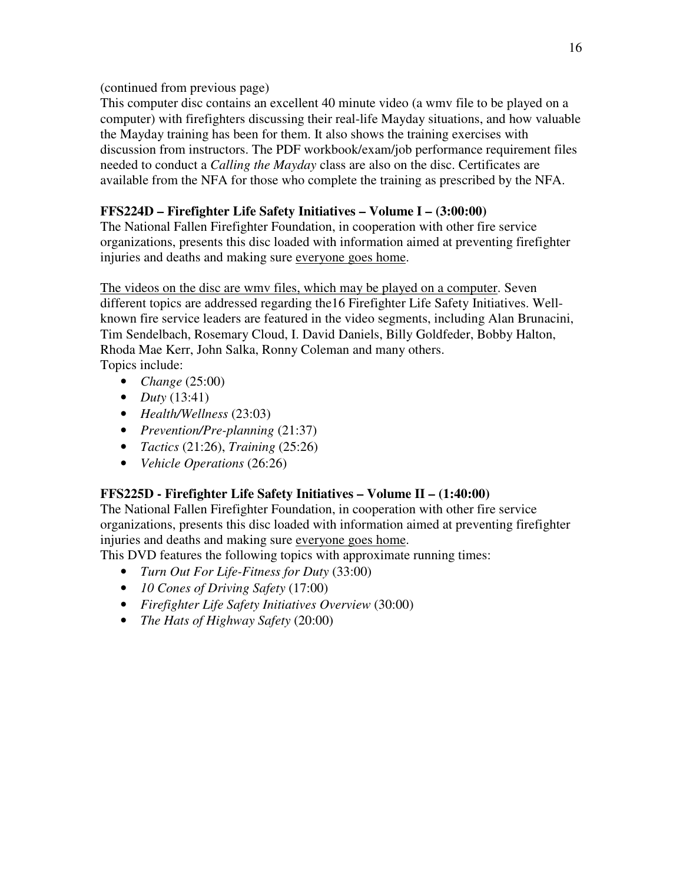(continued from previous page)

This computer disc contains an excellent 40 minute video (a wmv file to be played on a computer) with firefighters discussing their real-life Mayday situations, and how valuable the Mayday training has been for them. It also shows the training exercises with discussion from instructors. The PDF workbook/exam/job performance requirement files needed to conduct a *Calling the Mayday* class are also on the disc. Certificates are available from the NFA for those who complete the training as prescribed by the NFA.

**FFS224D – Firefighter Life Safety Initiatives – Volume I – (3:00:00)**

The National Fallen Firefighter Foundation, in cooperation with other fire service organizations, presents this disc loaded with information aimed at preventing firefighter injuries and deaths and making sure <u>everyone goes home</u>.

<u>The videos on the disc are wmv files, which may be played on a computer</u>. Seven different topics are addressed regarding the16 Firefighter Life Safety Initiatives. Well-known fire service leaders are featured in the video segments, including Alan Brunacini, Tim Sendelbach, Rosemary Cloud, I. David Daniels, Billy Goldfeder, Bobby Halton, Rhoda Mae Kerr, John Salka, Ronny Coleman and many others.

Topics include:

- *Change* (25:00)
- *Duty* (13:41)
- *Health/Wellness* (23:03)
- *Prevention/Pre-planning* (21:37)
- *Tactics* (21:26), *Training* (25:26)
- *Vehicle Operations* (26:26)

**FFS225D - Firefighter Life Safety Initiatives – Volume II – (1:40:00)**

The National Fallen Firefighter Foundation, in cooperation with other fire service organizations, presents this disc loaded with information aimed at preventing firefighter injuries and deaths and making sure <u>everyone goes home</u>.

This DVD features the following topics with approximate running times:

- *Turn Out For Life-Fitness for Duty* (33:00)
- *10 Cones of Driving Safety* (17:00)
- *Firefighter Life Safety Initiatives Overview* (30:00)
- *The Hats of Highway Safety* (20:00)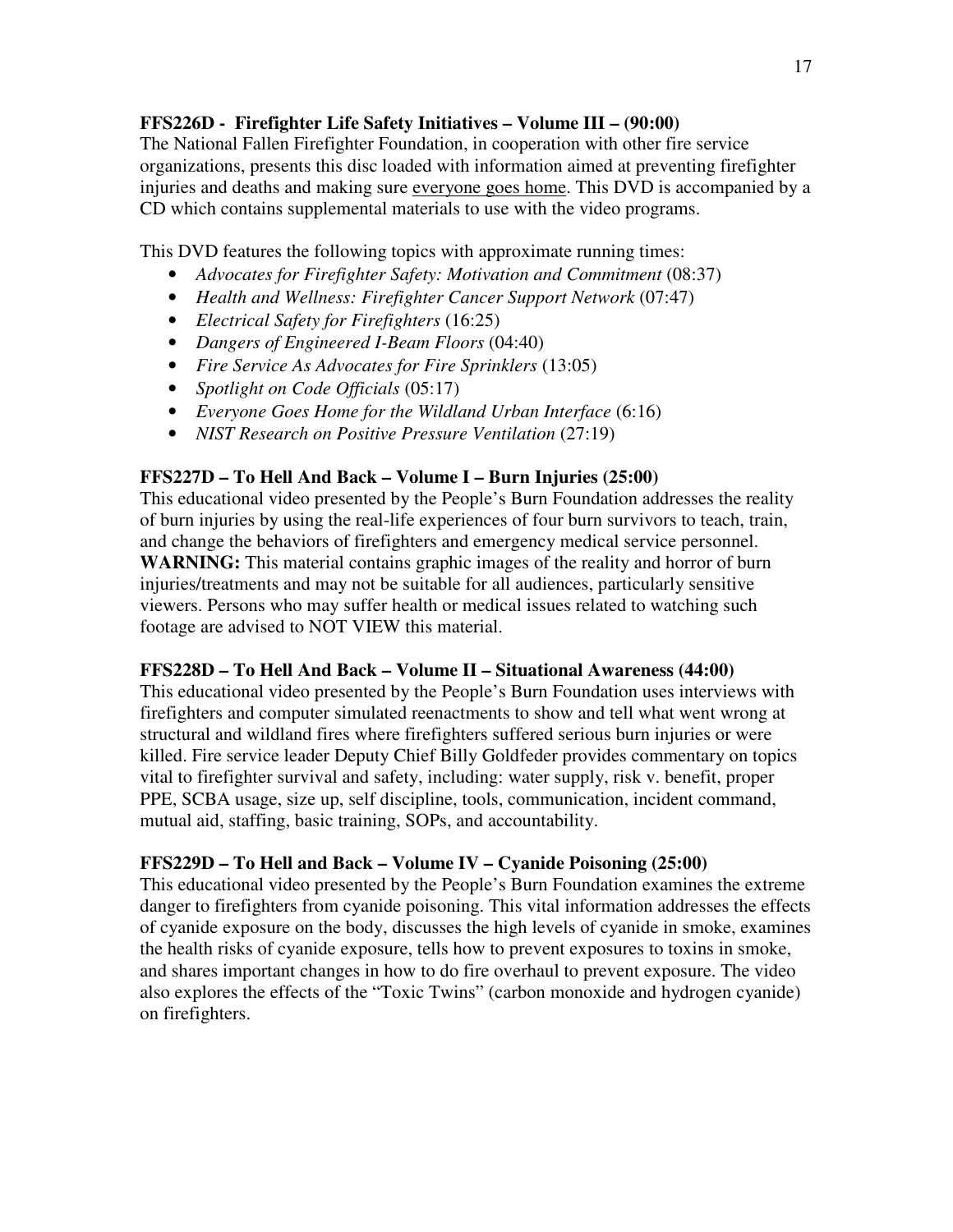**FFS226D - Firefighter Life Safety Initiatives – Volume III – (90:00)**

The National Fallen Firefighter Foundation, in cooperation with other fire service organizations, presents this disc loaded with information aimed at preventing firefighter injuries and deaths and making sure <u>everyone goes home</u>. This DVD is accompanied by a CD which contains supplemental materials to use with the video programs.

This DVD features the following topics with approximate running times:

- *Advocates for Firefighter Safety: Motivation and Commitment* (08:37)
- *Health and Wellness: Firefighter Cancer Support Network* (07:47)
- *Electrical Safety for Firefighters* (16:25)
- *Dangers of Engineered I-Beam Floors* (04:40)
- *Fire Service As Advocates for Fire Sprinklers* (13:05)
- *Spotlight on Code Officials* (05:17)
- *Everyone Goes Home for the Wildland Urban Interface* (6:16)
- *NIST Research on Positive Pressure Ventilation* (27:19)

**FFS227D – To Hell And Back – Volume I – Burn Injuries (25:00)**

This educational video presented by the People's Burn Foundation addresses the reality of burn injuries by using the real-life experiences of four burn survivors to teach, train, and change the behaviors of firefighters and emergency medical service personnel. **WARNING:** This material contains graphic images of the reality and horror of burn injuries/treatments and may not be suitable for all audiences, particularly sensitive viewers. Persons who may suffer health or medical issues related to watching such footage are advised to NOT VIEW this material.

**FFS228D – To Hell And Back – Volume II – Situational Awareness (44:00)**

This educational video presented by the People's Burn Foundation uses interviews with firefighters and computer simulated reenactments to show and tell what went wrong at structural and wildland fires where firefighters suffered serious burn injuries or were killed. Fire service leader Deputy Chief Billy Goldfeder provides commentary on topics vital to firefighter survival and safety, including: water supply, risk v. benefit, proper PPE, SCBA usage, size up, self discipline, tools, communication, incident command, mutual aid, staffing, basic training, SOPs, and accountability.

**FFS229D – To Hell and Back – Volume IV – Cyanide Poisoning (25:00)**

This educational video presented by the People's Burn Foundation examines the extreme danger to firefighters from cyanide poisoning. This vital information addresses the effects of cyanide exposure on the body, discusses the high levels of cyanide in smoke, examines the health risks of cyanide exposure, tells how to prevent exposures to toxins in smoke, and shares important changes in how to do fire overhaul to prevent exposure. The video also explores the effects of the "Toxic Twins" (carbon monoxide and hydrogen cyanide) on firefighters.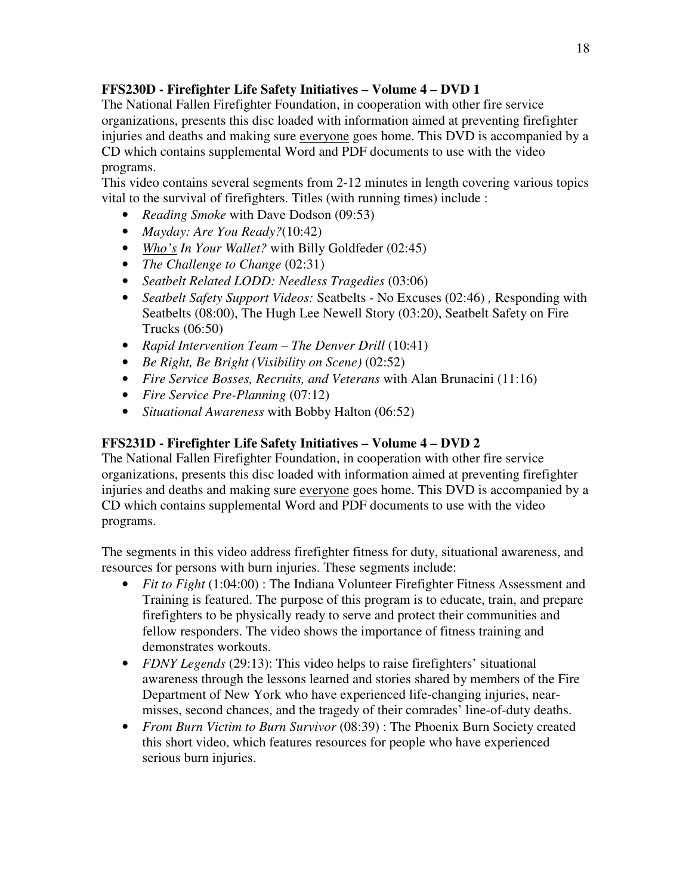**FFS230D - Firefighter Life Safety Initiatives – Volume 4 – DVD 1**

The National Fallen Firefighter Foundation, in cooperation with other fire service organizations, presents this disc loaded with information aimed at preventing firefighter injuries and deaths and making sure <u>everyone</u> goes home. This DVD is accompanied by a CD which contains supplemental Word and PDF documents to use with the video programs.

This video contains several segments from 2-12 minutes in length covering various topics vital to the survival of firefighters. Titles (with running times) include :

- *Reading Smoke* with Dave Dodson (09:53)
- *Mayday: Are You Ready?*(10:42)
- *<u>Who's</u> In Your Wallet?* with Billy Goldfeder (02:45)
- *The Challenge to Change* (02:31)
- *Seatbelt Related LODD: Needless Tragedies* (03:06)
- *Seatbelt Safety Support Videos:* Seatbelts - No Excuses (02:46) *,* Responding with Seatbelts (08:00), The Hugh Lee Newell Story (03:20), Seatbelt Safety on Fire Trucks (06:50)
- *Rapid Intervention Team – The Denver Drill* (10:41)
- *Be Right, Be Bright (Visibility on Scene)* (02:52)
- *Fire Service Bosses, Recruits, and Veterans* with Alan Brunacini (11:16)
- *Fire Service Pre-Planning* (07:12)
- *Situational Awareness* with Bobby Halton (06:52)

**FFS231D - Firefighter Life Safety Initiatives – Volume 4 – DVD 2**

The National Fallen Firefighter Foundation, in cooperation with other fire service organizations, presents this disc loaded with information aimed at preventing firefighter injuries and deaths and making sure <u>everyone</u> goes home. This DVD is accompanied by a CD which contains supplemental Word and PDF documents to use with the video programs.

The segments in this video address firefighter fitness for duty, situational awareness, and resources for persons with burn injuries. These segments include:

- *Fit to Fight* (1:04:00) : The Indiana Volunteer Firefighter Fitness Assessment and Training is featured. The purpose of this program is to educate, train, and prepare firefighters to be physically ready to serve and protect their communities and fellow responders. The video shows the importance of fitness training and demonstrates workouts.
- *FDNY Legends* (29:13): This video helps to raise firefighters' situational awareness through the lessons learned and stories shared by members of the Fire Department of New York who have experienced life-changing injuries, near-misses, second chances, and the tragedy of their comrades' line-of-duty deaths.
- *From Burn Victim to Burn Survivor* (08:39) : The Phoenix Burn Society created this short video, which features resources for people who have experienced serious burn injuries.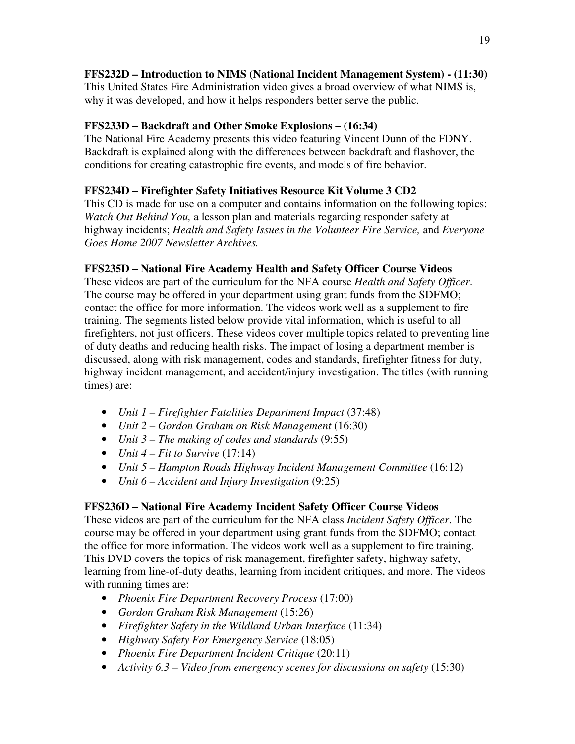**FFS232D – Introduction to NIMS (National Incident Management System) - (11:30)**
This United States Fire Administration video gives a broad overview of what NIMS is, why it was developed, and how it helps responders better serve the public.

**FFS233D – Backdraft and Other Smoke Explosions – (16:34)**
The National Fire Academy presents this video featuring Vincent Dunn of the FDNY. Backdraft is explained along with the differences between backdraft and flashover, the conditions for creating catastrophic fire events, and models of fire behavior.

**FFS234D – Firefighter Safety Initiatives Resource Kit Volume 3 CD2**
This CD is made for use on a computer and contains information on the following topics: *Watch Out Behind You,* a lesson plan and materials regarding responder safety at highway incidents; *Health and Safety Issues in the Volunteer Fire Service,* and *Everyone Goes Home 2007 Newsletter Archives.*

**FFS235D – National Fire Academy Health and Safety Officer Course Videos**
These videos are part of the curriculum for the NFA course *Health and Safety Officer*. The course may be offered in your department using grant funds from the SDFMO; contact the office for more information. The videos work well as a supplement to fire training. The segments listed below provide vital information, which is useful to all firefighters, not just officers. These videos cover multiple topics related to preventing line of duty deaths and reducing health risks. The impact of losing a department member is discussed, along with risk management, codes and standards, firefighter fitness for duty, highway incident management, and accident/injury investigation. The titles (with running times) are:

- *Unit 1 – Firefighter Fatalities Department Impact* (37:48)
- *Unit 2 – Gordon Graham on Risk Management* (16:30)
- *Unit 3 – The making of codes and standards* (9:55)
- *Unit 4 – Fit to Survive* (17:14)
- *Unit 5 – Hampton Roads Highway Incident Management Committee* (16:12)
- *Unit 6 – Accident and Injury Investigation* (9:25)

**FFS236D – National Fire Academy Incident Safety Officer Course Videos**
These videos are part of the curriculum for the NFA class *Incident Safety Officer*. The course may be offered in your department using grant funds from the SDFMO; contact the office for more information. The videos work well as a supplement to fire training. This DVD covers the topics of risk management, firefighter safety, highway safety, learning from line-of-duty deaths, learning from incident critiques, and more. The videos with running times are:

- *Phoenix Fire Department Recovery Process* (17:00)
- *Gordon Graham Risk Management* (15:26)
- *Firefighter Safety in the Wildland Urban Interface* (11:34)
- *Highway Safety For Emergency Service* (18:05)
- *Phoenix Fire Department Incident Critique* (20:11)
- *Activity 6.3 – Video from emergency scenes for discussions on safety* (15:30)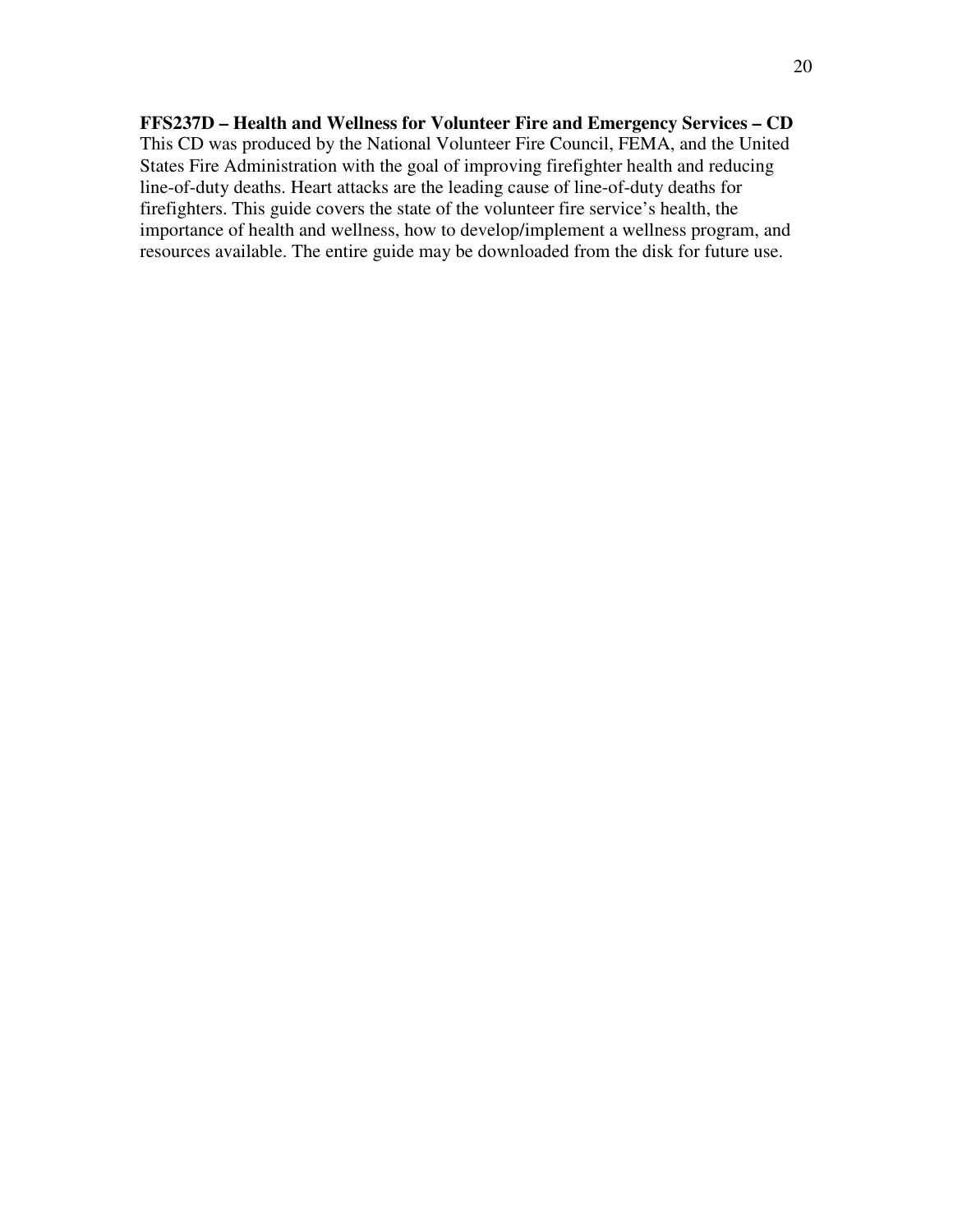**FFS237D – Health and Wellness for Volunteer Fire and Emergency Services – CD**

This CD was produced by the National Volunteer Fire Council, FEMA, and the United States Fire Administration with the goal of improving firefighter health and reducing line-of-duty deaths. Heart attacks are the leading cause of line-of-duty deaths for firefighters. This guide covers the state of the volunteer fire service's health, the importance of health and wellness, how to develop/implement a wellness program, and resources available. The entire guide may be downloaded from the disk for future use.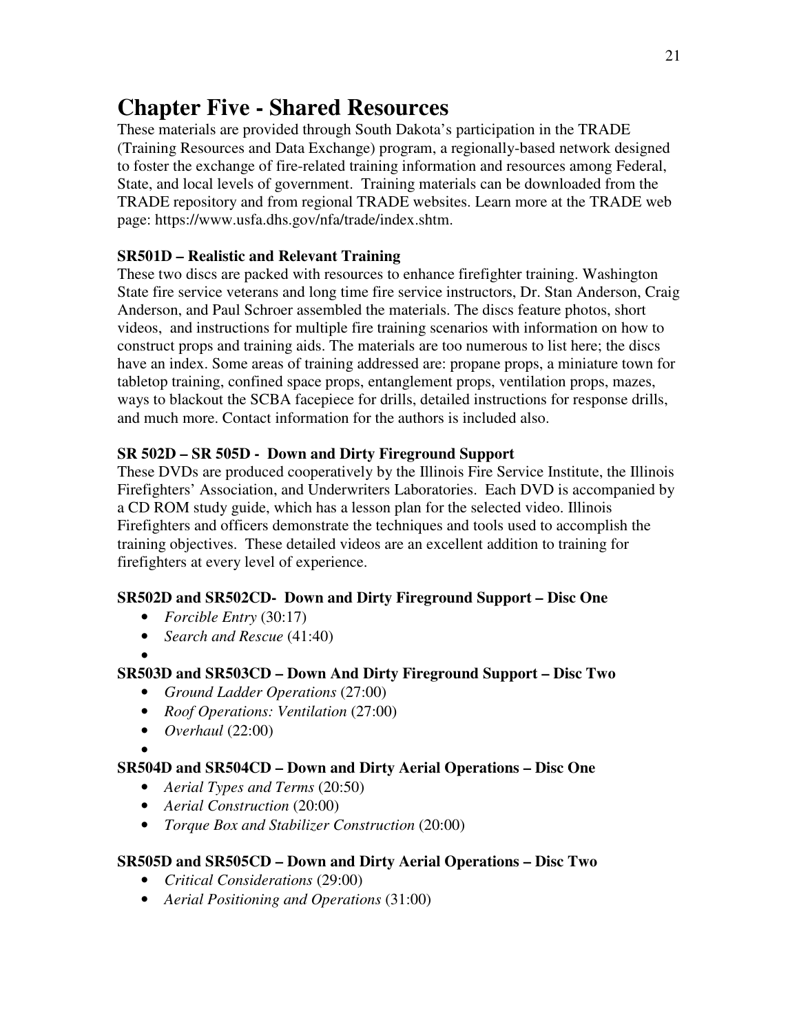# Chapter Five - Shared Resources

These materials are provided through South Dakota's participation in the TRADE (Training Resources and Data Exchange) program, a regionally-based network designed to foster the exchange of fire-related training information and resources among Federal, State, and local levels of government. Training materials can be downloaded from the TRADE repository and from regional TRADE websites. Learn more at the TRADE web page: https://www.usfa.dhs.gov/nfa/trade/index.shtm.

**SR501D – Realistic and Relevant Training**

These two discs are packed with resources to enhance firefighter training. Washington State fire service veterans and long time fire service instructors, Dr. Stan Anderson, Craig Anderson, and Paul Schroer assembled the materials. The discs feature photos, short videos, and instructions for multiple fire training scenarios with information on how to construct props and training aids. The materials are too numerous to list here; the discs have an index. Some areas of training addressed are: propane props, a miniature town for tabletop training, confined space props, entanglement props, ventilation props, mazes, ways to blackout the SCBA facepiece for drills, detailed instructions for response drills, and much more. Contact information for the authors is included also.

**SR 502D – SR 505D - Down and Dirty Fireground Support**

These DVDs are produced cooperatively by the Illinois Fire Service Institute, the Illinois Firefighters' Association, and Underwriters Laboratories. Each DVD is accompanied by a CD ROM study guide, which has a lesson plan for the selected video. Illinois Firefighters and officers demonstrate the techniques and tools used to accomplish the training objectives. These detailed videos are an excellent addition to training for firefighters at every level of experience.

### SR502D and SR502CD- Down and Dirty Fireground Support – Disc One

- *Forcible Entry* (30:17)
- *Search and Rescue* (41:40)

### SR503D and SR503CD – Down And Dirty Fireground Support – Disc Two

- *Ground Ladder Operations* (27:00)
- *Roof Operations: Ventilation* (27:00)
- *Overhaul* (22:00)

### SR504D and SR504CD – Down and Dirty Aerial Operations – Disc One

- *Aerial Types and Terms* (20:50)
- *Aerial Construction* (20:00)
- *Torque Box and Stabilizer Construction* (20:00)

### SR505D and SR505CD – Down and Dirty Aerial Operations – Disc Two

- *Critical Considerations* (29:00)
- *Aerial Positioning and Operations* (31:00)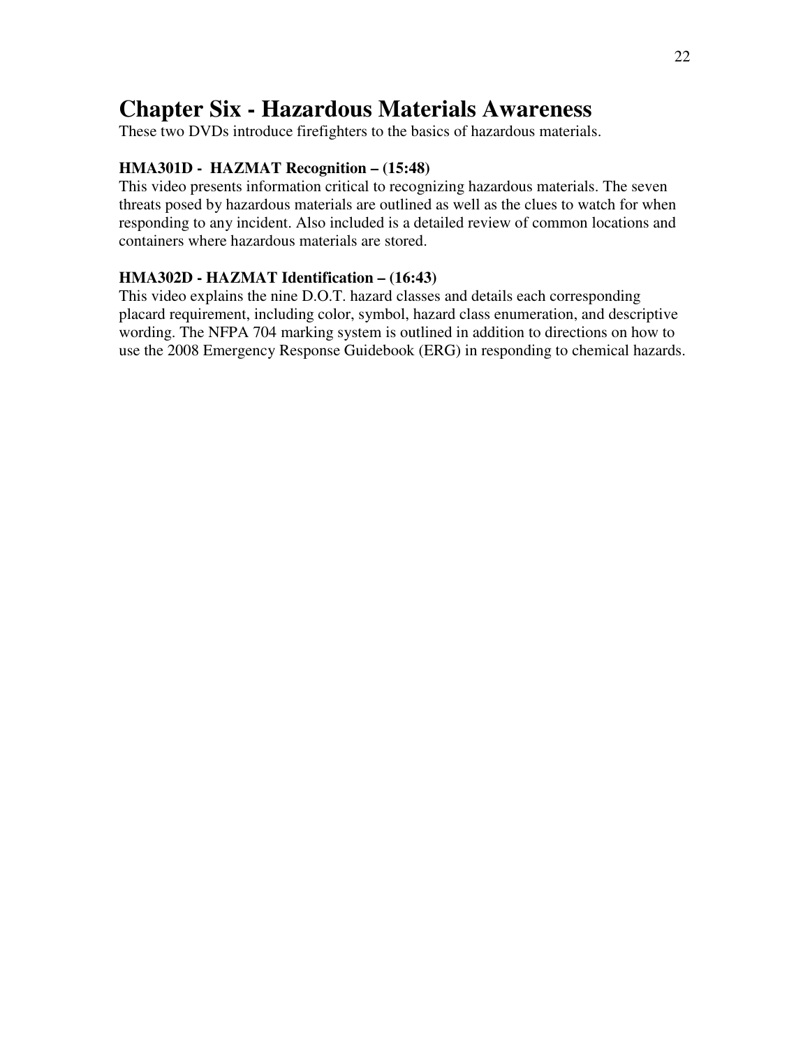# Chapter Six - Hazardous Materials Awareness

These two DVDs introduce firefighters to the basics of hazardous materials.

**HMA301D - HAZMAT Recognition – (15:48)**

This video presents information critical to recognizing hazardous materials. The seven threats posed by hazardous materials are outlined as well as the clues to watch for when responding to any incident. Also included is a detailed review of common locations and containers where hazardous materials are stored.

**HMA302D - HAZMAT Identification – (16:43)**

This video explains the nine D.O.T. hazard classes and details each corresponding placard requirement, including color, symbol, hazard class enumeration, and descriptive wording. The NFPA 704 marking system is outlined in addition to directions on how to use the 2008 Emergency Response Guidebook (ERG) in responding to chemical hazards.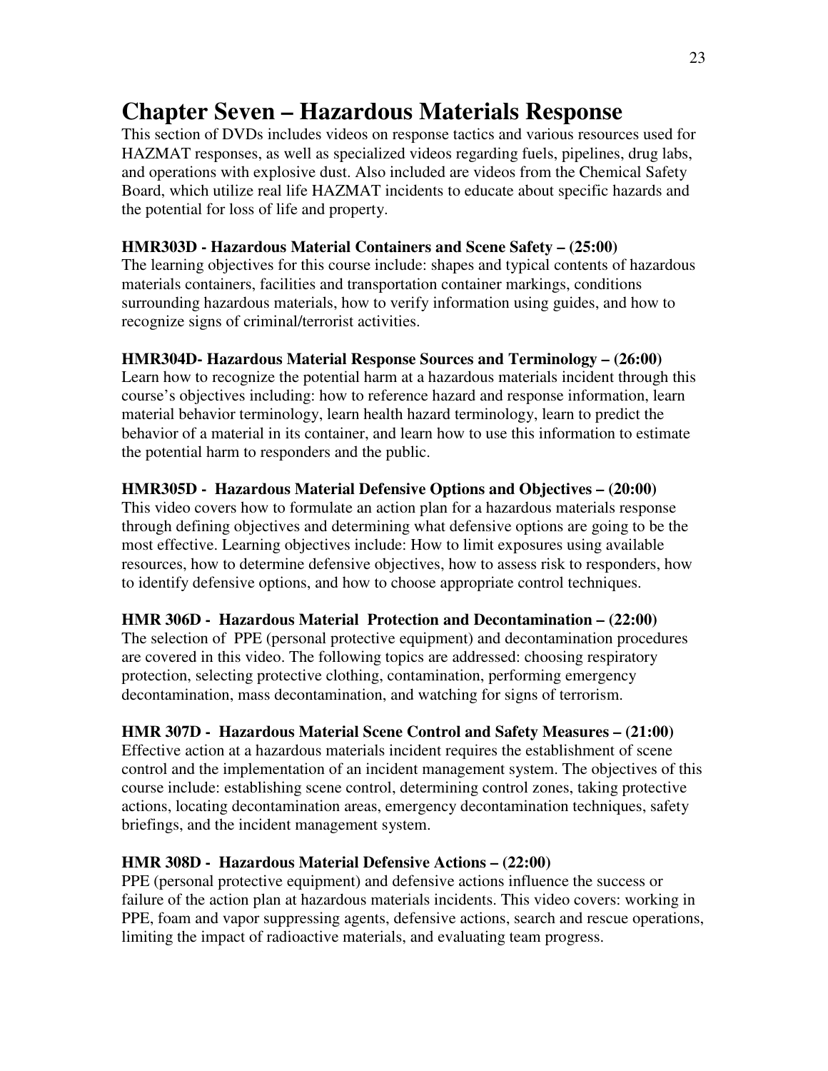# Chapter Seven – Hazardous Materials Response

This section of DVDs includes videos on response tactics and various resources used for HAZMAT responses, as well as specialized videos regarding fuels, pipelines, drug labs, and operations with explosive dust. Also included are videos from the Chemical Safety Board, which utilize real life HAZMAT incidents to educate about specific hazards and the potential for loss of life and property.

**HMR303D - Hazardous Material Containers and Scene Safety – (25:00)**
The learning objectives for this course include: shapes and typical contents of hazardous materials containers, facilities and transportation container markings, conditions surrounding hazardous materials, how to verify information using guides, and how to recognize signs of criminal/terrorist activities.

**HMR304D- Hazardous Material Response Sources and Terminology – (26:00)**
Learn how to recognize the potential harm at a hazardous materials incident through this course's objectives including: how to reference hazard and response information, learn material behavior terminology, learn health hazard terminology, learn to predict the behavior of a material in its container, and learn how to use this information to estimate the potential harm to responders and the public.

**HMR305D - Hazardous Material Defensive Options and Objectives – (20:00)**
This video covers how to formulate an action plan for a hazardous materials response through defining objectives and determining what defensive options are going to be the most effective. Learning objectives include: How to limit exposures using available resources, how to determine defensive objectives, how to assess risk to responders, how to identify defensive options, and how to choose appropriate control techniques.

**HMR 306D - Hazardous Material Protection and Decontamination – (22:00)**
The selection of PPE (personal protective equipment) and decontamination procedures are covered in this video. The following topics are addressed: choosing respiratory protection, selecting protective clothing, contamination, performing emergency decontamination, mass decontamination, and watching for signs of terrorism.

**HMR 307D - Hazardous Material Scene Control and Safety Measures – (21:00)**
Effective action at a hazardous materials incident requires the establishment of scene control and the implementation of an incident management system. The objectives of this course include: establishing scene control, determining control zones, taking protective actions, locating decontamination areas, emergency decontamination techniques, safety briefings, and the incident management system.

**HMR 308D - Hazardous Material Defensive Actions – (22:00)**
PPE (personal protective equipment) and defensive actions influence the success or failure of the action plan at hazardous materials incidents. This video covers: working in PPE, foam and vapor suppressing agents, defensive actions, search and rescue operations, limiting the impact of radioactive materials, and evaluating team progress.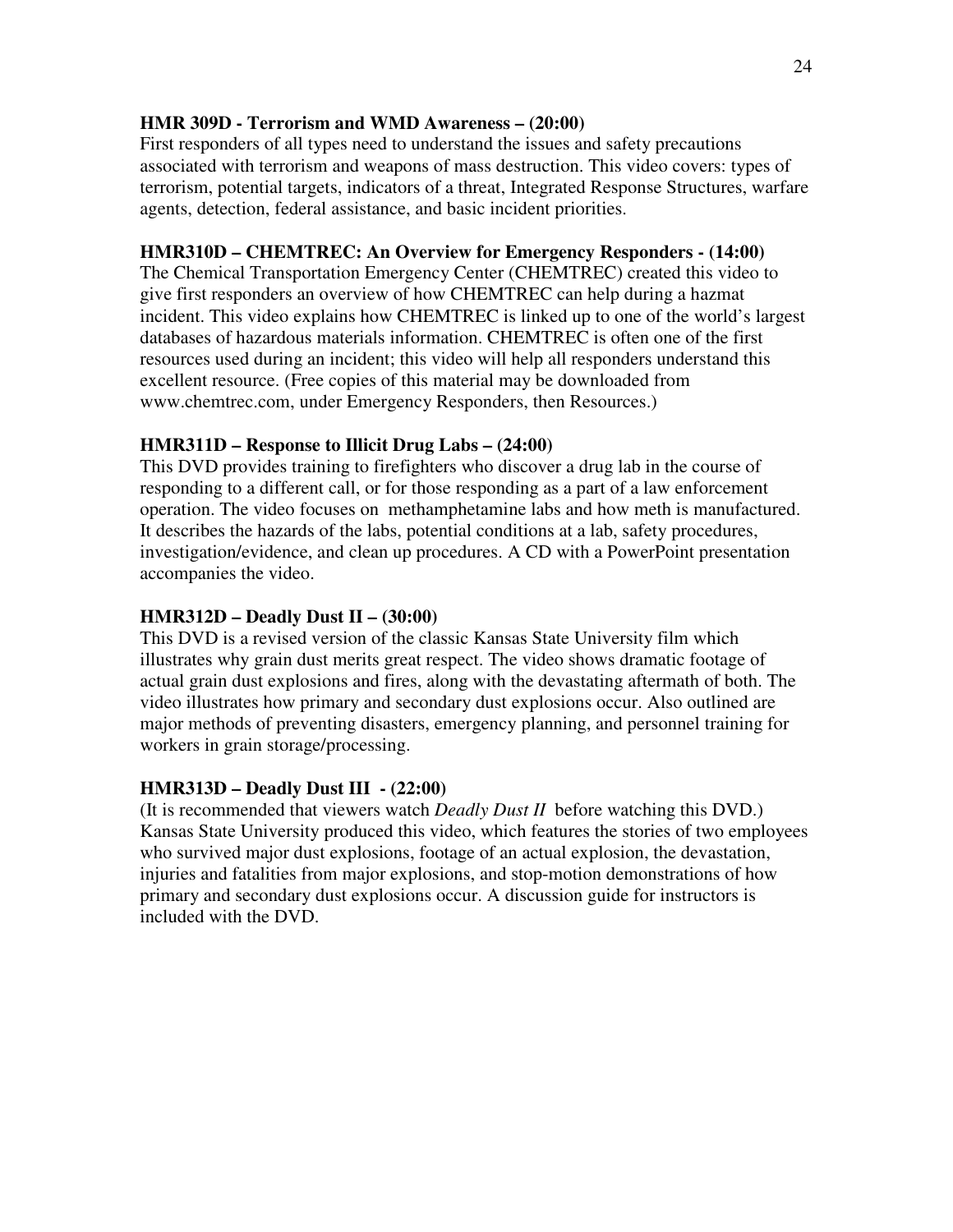**HMR 309D - Terrorism and WMD Awareness – (20:00)**

First responders of all types need to understand the issues and safety precautions associated with terrorism and weapons of mass destruction. This video covers: types of terrorism, potential targets, indicators of a threat, Integrated Response Structures, warfare agents, detection, federal assistance, and basic incident priorities.

**HMR310D – CHEMTREC: An Overview for Emergency Responders - (14:00)**

The Chemical Transportation Emergency Center (CHEMTREC) created this video to give first responders an overview of how CHEMTREC can help during a hazmat incident. This video explains how CHEMTREC is linked up to one of the world's largest databases of hazardous materials information. CHEMTREC is often one of the first resources used during an incident; this video will help all responders understand this excellent resource. (Free copies of this material may be downloaded from www.chemtrec.com, under Emergency Responders, then Resources.)

**HMR311D – Response to Illicit Drug Labs – (24:00)**

This DVD provides training to firefighters who discover a drug lab in the course of responding to a different call, or for those responding as a part of a law enforcement operation. The video focuses on methamphetamine labs and how meth is manufactured. It describes the hazards of the labs, potential conditions at a lab, safety procedures, investigation/evidence, and clean up procedures. A CD with a PowerPoint presentation accompanies the video.

**HMR312D – Deadly Dust II – (30:00)**

This DVD is a revised version of the classic Kansas State University film which illustrates why grain dust merits great respect. The video shows dramatic footage of actual grain dust explosions and fires, along with the devastating aftermath of both. The video illustrates how primary and secondary dust explosions occur. Also outlined are major methods of preventing disasters, emergency planning, and personnel training for workers in grain storage/processing.

**HMR313D – Deadly Dust III - (22:00)**

(It is recommended that viewers watch *Deadly Dust II* before watching this DVD.) Kansas State University produced this video, which features the stories of two employees who survived major dust explosions, footage of an actual explosion, the devastation, injuries and fatalities from major explosions, and stop-motion demonstrations of how primary and secondary dust explosions occur. A discussion guide for instructors is included with the DVD.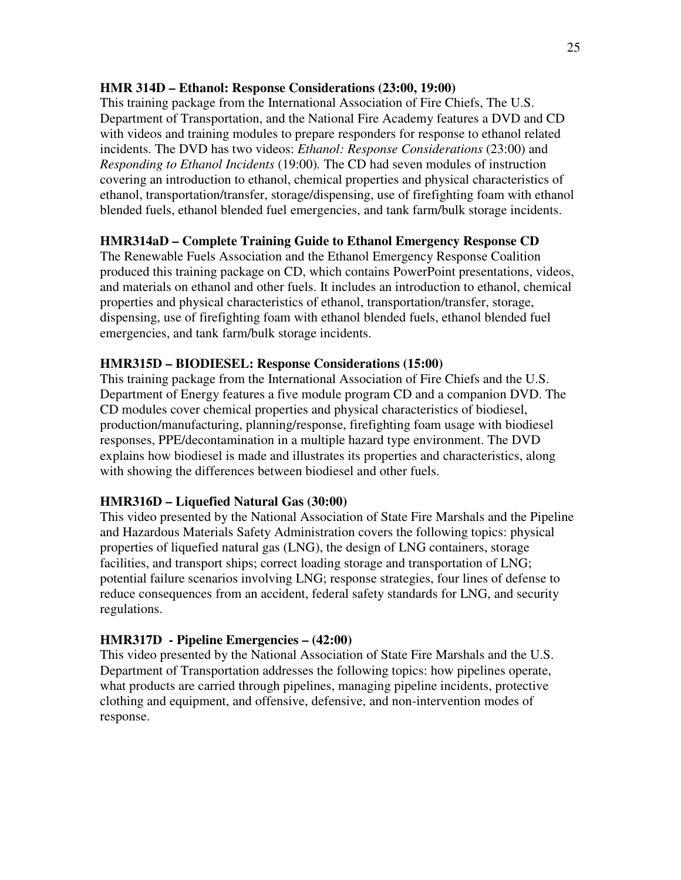**HMR 314D – Ethanol: Response Considerations (23:00, 19:00)**
This training package from the International Association of Fire Chiefs, The U.S. Department of Transportation, and the National Fire Academy features a DVD and CD with videos and training modules to prepare responders for response to ethanol related incidents. The DVD has two videos: *Ethanol: Response Considerations* (23:00) and *Responding to Ethanol Incidents* (19:00)*.* The CD had seven modules of instruction covering an introduction to ethanol, chemical properties and physical characteristics of ethanol, transportation/transfer, storage/dispensing, use of firefighting foam with ethanol blended fuels, ethanol blended fuel emergencies, and tank farm/bulk storage incidents.

**HMR314aD – Complete Training Guide to Ethanol Emergency Response CD**
The Renewable Fuels Association and the Ethanol Emergency Response Coalition produced this training package on CD, which contains PowerPoint presentations, videos, and materials on ethanol and other fuels. It includes an introduction to ethanol, chemical properties and physical characteristics of ethanol, transportation/transfer, storage, dispensing, use of firefighting foam with ethanol blended fuels, ethanol blended fuel emergencies, and tank farm/bulk storage incidents.

**HMR315D – BIODIESEL: Response Considerations (15:00)**
This training package from the International Association of Fire Chiefs and the U.S. Department of Energy features a five module program CD and a companion DVD. The CD modules cover chemical properties and physical characteristics of biodiesel, production/manufacturing, planning/response, firefighting foam usage with biodiesel responses, PPE/decontamination in a multiple hazard type environment. The DVD explains how biodiesel is made and illustrates its properties and characteristics, along with showing the differences between biodiesel and other fuels.

**HMR316D – Liquefied Natural Gas (30:00)**
This video presented by the National Association of State Fire Marshals and the Pipeline and Hazardous Materials Safety Administration covers the following topics: physical properties of liquefied natural gas (LNG), the design of LNG containers, storage facilities, and transport ships; correct loading storage and transportation of LNG; potential failure scenarios involving LNG; response strategies, four lines of defense to reduce consequences from an accident, federal safety standards for LNG, and security regulations.

**HMR317D - Pipeline Emergencies – (42:00)**
This video presented by the National Association of State Fire Marshals and the U.S. Department of Transportation addresses the following topics: how pipelines operate, what products are carried through pipelines, managing pipeline incidents, protective clothing and equipment, and offensive, defensive, and non-intervention modes of response.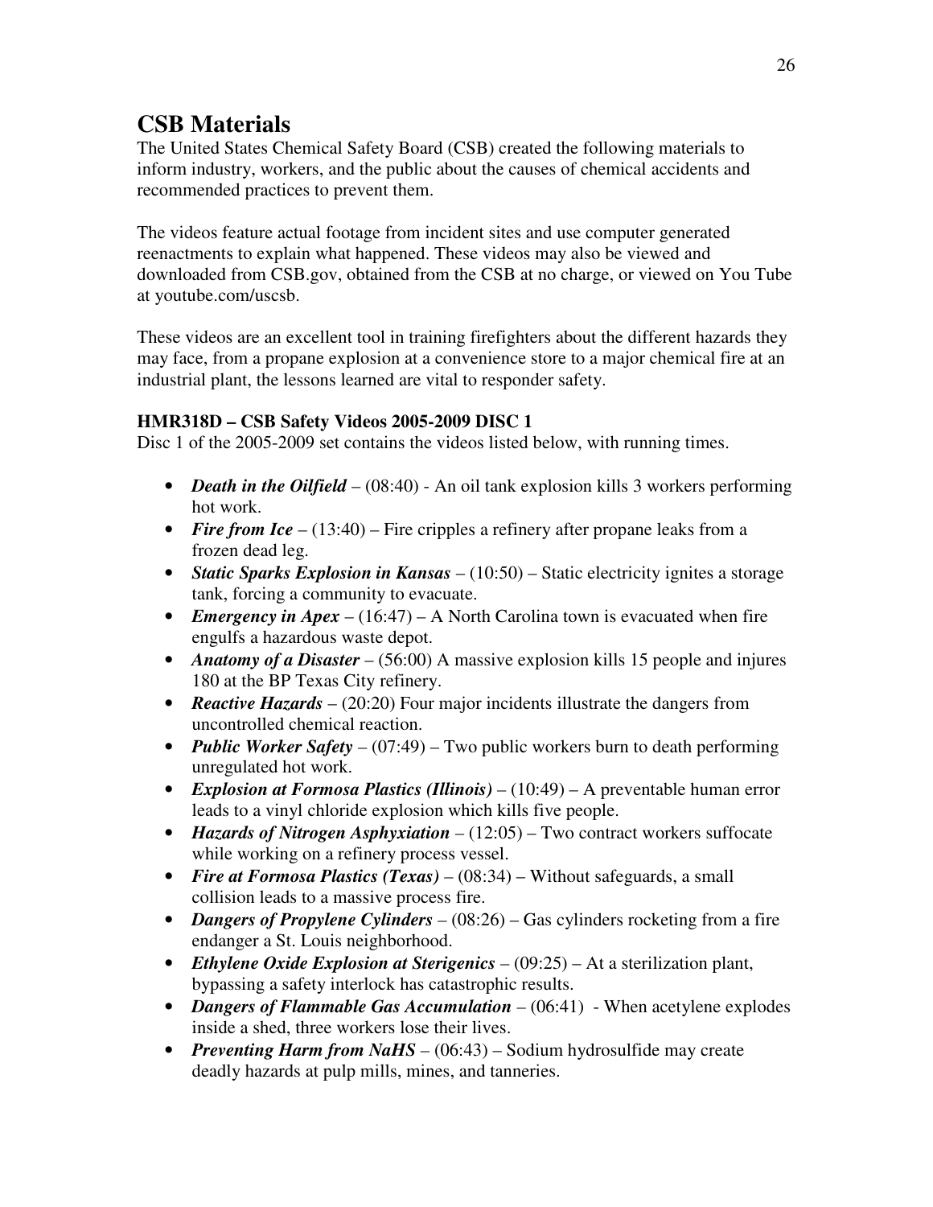# CSB Materials

The United States Chemical Safety Board (CSB) created the following materials to inform industry, workers, and the public about the causes of chemical accidents and recommended practices to prevent them.

The videos feature actual footage from incident sites and use computer generated reenactments to explain what happened. These videos may also be viewed and downloaded from CSB.gov, obtained from the CSB at no charge, or viewed on You Tube at youtube.com/uscsb.

These videos are an excellent tool in training firefighters about the different hazards they may face, from a propane explosion at a convenience store to a major chemical fire at an industrial plant, the lessons learned are vital to responder safety.

### HMR318D – CSB Safety Videos 2005-2009 DISC 1

Disc 1 of the 2005-2009 set contains the videos listed below, with running times.

- ***Death in the Oilfield*** – (08:40) - An oil tank explosion kills 3 workers performing hot work.
- ***Fire from Ice*** – (13:40) – Fire cripples a refinery after propane leaks from a frozen dead leg.
- ***Static Sparks Explosion in Kansas*** – (10:50) – Static electricity ignites a storage tank, forcing a community to evacuate.
- ***Emergency in Apex*** – (16:47) – A North Carolina town is evacuated when fire engulfs a hazardous waste depot.
- ***Anatomy of a Disaster*** – (56:00) A massive explosion kills 15 people and injures 180 at the BP Texas City refinery.
- ***Reactive Hazards*** – (20:20) Four major incidents illustrate the dangers from uncontrolled chemical reaction.
- ***Public Worker Safety*** – (07:49) – Two public workers burn to death performing unregulated hot work.
- ***Explosion at Formosa Plastics (Illinois)*** – (10:49) – A preventable human error leads to a vinyl chloride explosion which kills five people.
- ***Hazards of Nitrogen Asphyxiation*** – (12:05) – Two contract workers suffocate while working on a refinery process vessel.
- ***Fire at Formosa Plastics (Texas)*** – (08:34) – Without safeguards, a small collision leads to a massive process fire.
- ***Dangers of Propylene Cylinders*** – (08:26) – Gas cylinders rocketing from a fire endanger a St. Louis neighborhood.
- ***Ethylene Oxide Explosion at Sterigenics*** – (09:25) – At a sterilization plant, bypassing a safety interlock has catastrophic results.
- ***Dangers of Flammable Gas Accumulation*** – (06:41) - When acetylene explodes inside a shed, three workers lose their lives.
- ***Preventing Harm from NaHS*** – (06:43) – Sodium hydrosulfide may create deadly hazards at pulp mills, mines, and tanneries.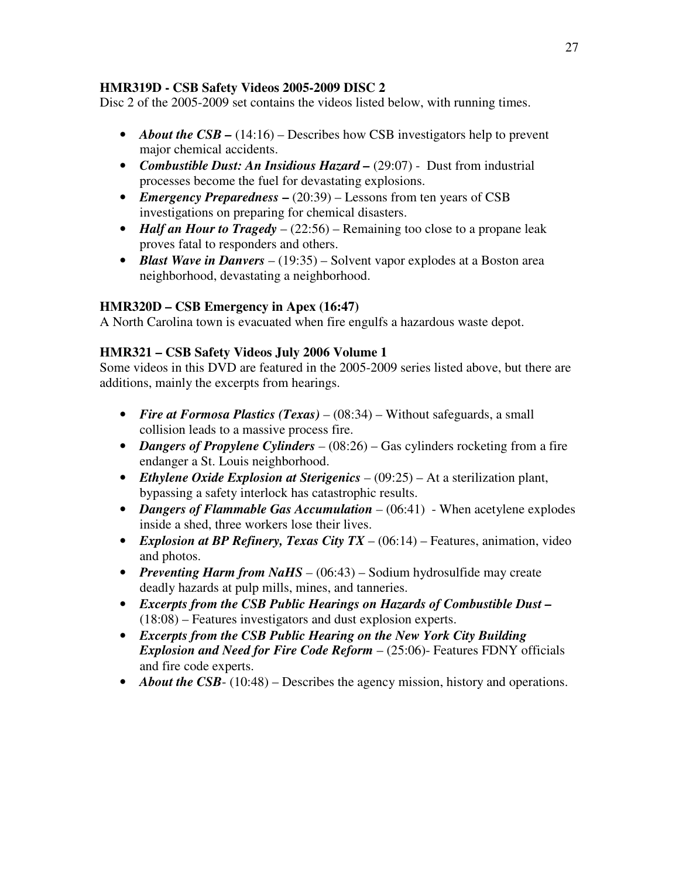**HMR319D - CSB Safety Videos 2005-2009 DISC 2**

Disc 2 of the 2005-2009 set contains the videos listed below, with running times.

- ***About the CSB –*** (14:16) – Describes how CSB investigators help to prevent major chemical accidents.
- ***Combustible Dust: An Insidious Hazard –*** (29:07) - Dust from industrial processes become the fuel for devastating explosions.
- ***Emergency Preparedness –*** (20:39) – Lessons from ten years of CSB investigations on preparing for chemical disasters.
- ***Half an Hour to Tragedy*** – (22:56) – Remaining too close to a propane leak proves fatal to responders and others.
- ***Blast Wave in Danvers*** – (19:35) – Solvent vapor explodes at a Boston area neighborhood, devastating a neighborhood.

**HMR320D – CSB Emergency in Apex (16:47)**

A North Carolina town is evacuated when fire engulfs a hazardous waste depot.

**HMR321 – CSB Safety Videos July 2006 Volume 1**

Some videos in this DVD are featured in the 2005-2009 series listed above, but there are additions, mainly the excerpts from hearings.

- ***Fire at Formosa Plastics (Texas)*** – (08:34) – Without safeguards, a small collision leads to a massive process fire.
- ***Dangers of Propylene Cylinders*** – (08:26) – Gas cylinders rocketing from a fire endanger a St. Louis neighborhood.
- ***Ethylene Oxide Explosion at Sterigenics*** – (09:25) – At a sterilization plant, bypassing a safety interlock has catastrophic results.
- ***Dangers of Flammable Gas Accumulation*** – (06:41) - When acetylene explodes inside a shed, three workers lose their lives.
- ***Explosion at BP Refinery, Texas City TX*** – (06:14) – Features, animation, video and photos.
- ***Preventing Harm from NaHS*** – (06:43) – Sodium hydrosulfide may create deadly hazards at pulp mills, mines, and tanneries.
- ***Excerpts from the CSB Public Hearings on Hazards of Combustible Dust –*** (18:08) – Features investigators and dust explosion experts.
- ***Excerpts from the CSB Public Hearing on the New York City Building Explosion and Need for Fire Code Reform*** – (25:06)- Features FDNY officials and fire code experts.
- ***About the CSB***- (10:48) – Describes the agency mission, history and operations.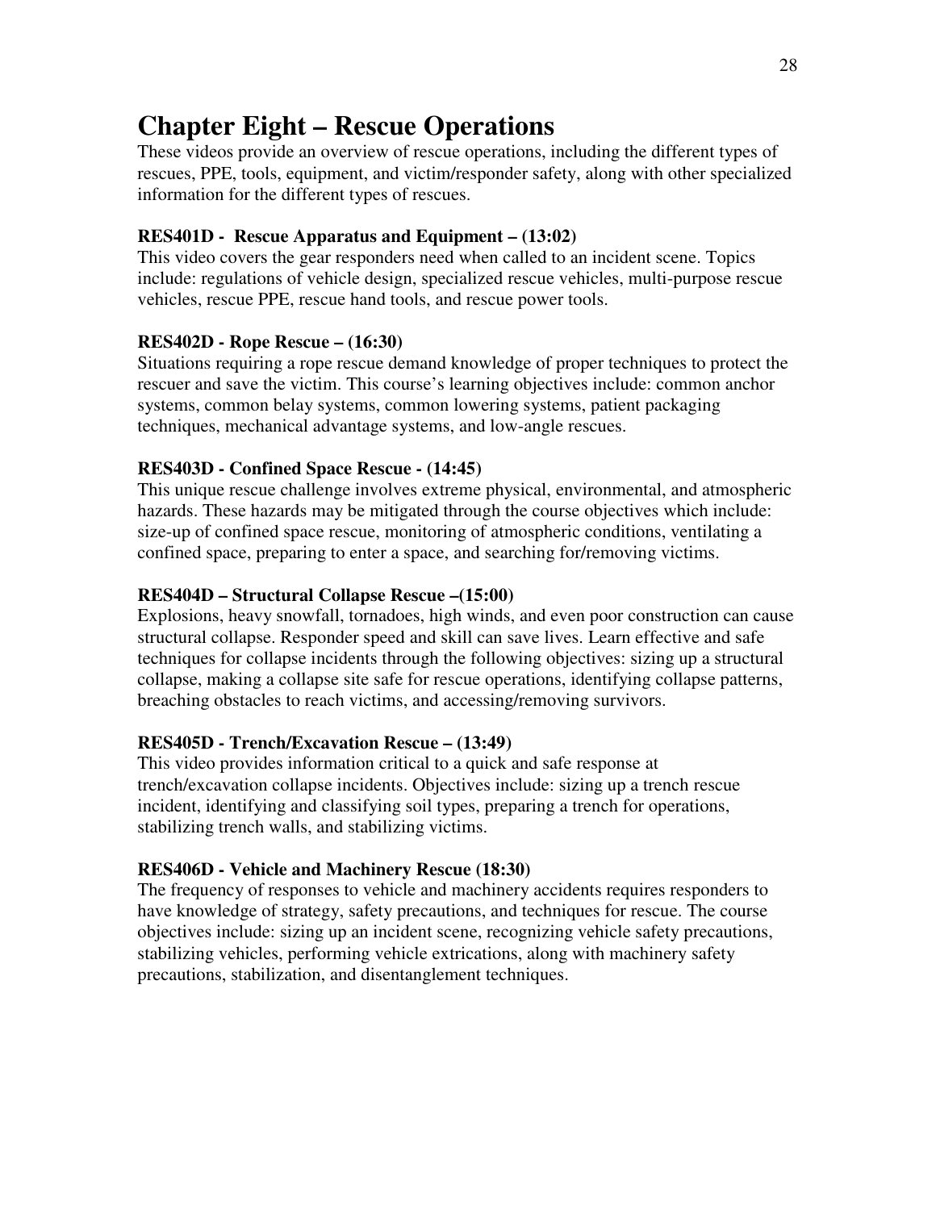# Chapter Eight – Rescue Operations

These videos provide an overview of rescue operations, including the different types of rescues, PPE, tools, equipment, and victim/responder safety, along with other specialized information for the different types of rescues.

**RES401D - Rescue Apparatus and Equipment – (13:02)**

This video covers the gear responders need when called to an incident scene. Topics include: regulations of vehicle design, specialized rescue vehicles, multi-purpose rescue vehicles, rescue PPE, rescue hand tools, and rescue power tools.

**RES402D - Rope Rescue – (16:30)**

Situations requiring a rope rescue demand knowledge of proper techniques to protect the rescuer and save the victim. This course's learning objectives include: common anchor systems, common belay systems, common lowering systems, patient packaging techniques, mechanical advantage systems, and low-angle rescues.

**RES403D - Confined Space Rescue - (14:45)**

This unique rescue challenge involves extreme physical, environmental, and atmospheric hazards. These hazards may be mitigated through the course objectives which include: size-up of confined space rescue, monitoring of atmospheric conditions, ventilating a confined space, preparing to enter a space, and searching for/removing victims.

**RES404D – Structural Collapse Rescue –(15:00)**

Explosions, heavy snowfall, tornadoes, high winds, and even poor construction can cause structural collapse. Responder speed and skill can save lives. Learn effective and safe techniques for collapse incidents through the following objectives: sizing up a structural collapse, making a collapse site safe for rescue operations, identifying collapse patterns, breaching obstacles to reach victims, and accessing/removing survivors.

**RES405D - Trench/Excavation Rescue – (13:49)**

This video provides information critical to a quick and safe response at trench/excavation collapse incidents. Objectives include: sizing up a trench rescue incident, identifying and classifying soil types, preparing a trench for operations, stabilizing trench walls, and stabilizing victims.

**RES406D - Vehicle and Machinery Rescue (18:30)**

The frequency of responses to vehicle and machinery accidents requires responders to have knowledge of strategy, safety precautions, and techniques for rescue. The course objectives include: sizing up an incident scene, recognizing vehicle safety precautions, stabilizing vehicles, performing vehicle extrications, along with machinery safety precautions, stabilization, and disentanglement techniques.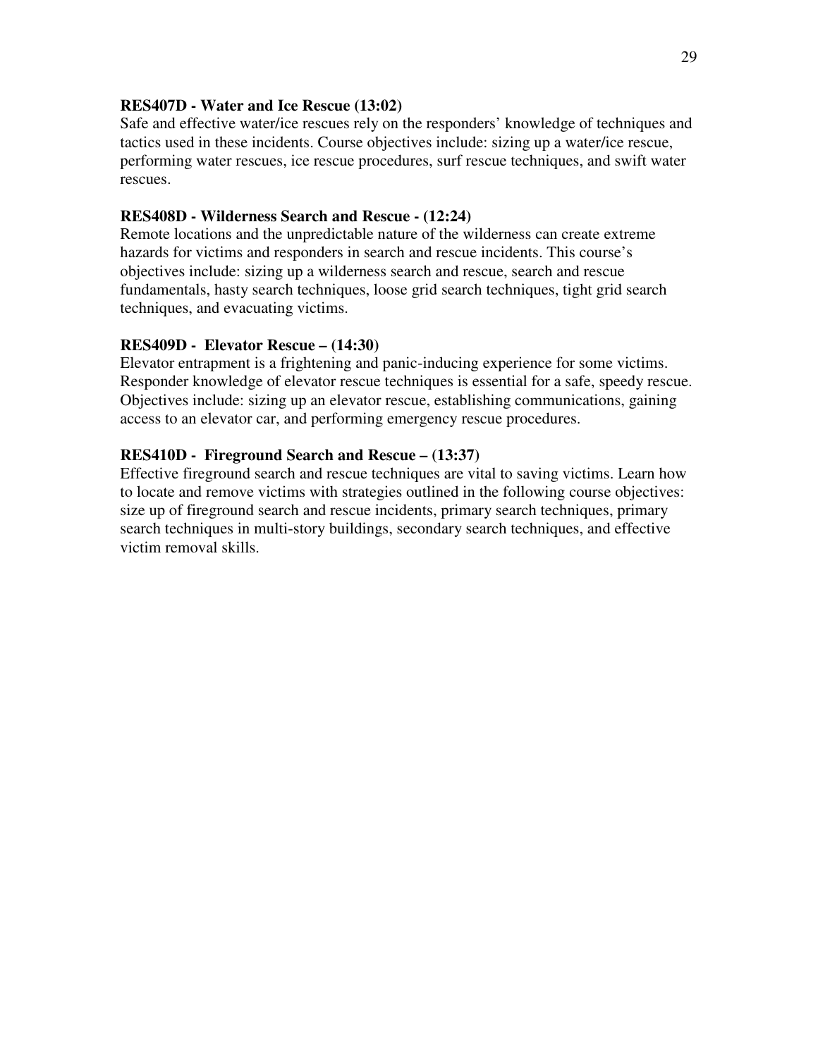**RES407D - Water and Ice Rescue (13:02)**
Safe and effective water/ice rescues rely on the responders' knowledge of techniques and tactics used in these incidents. Course objectives include: sizing up a water/ice rescue, performing water rescues, ice rescue procedures, surf rescue techniques, and swift water rescues.

**RES408D - Wilderness Search and Rescue - (12:24)**
Remote locations and the unpredictable nature of the wilderness can create extreme hazards for victims and responders in search and rescue incidents. This course's objectives include: sizing up a wilderness search and rescue, search and rescue fundamentals, hasty search techniques, loose grid search techniques, tight grid search techniques, and evacuating victims.

**RES409D - Elevator Rescue – (14:30)**
Elevator entrapment is a frightening and panic-inducing experience for some victims. Responder knowledge of elevator rescue techniques is essential for a safe, speedy rescue. Objectives include: sizing up an elevator rescue, establishing communications, gaining access to an elevator car, and performing emergency rescue procedures.

**RES410D - Fireground Search and Rescue – (13:37)**
Effective fireground search and rescue techniques are vital to saving victims. Learn how to locate and remove victims with strategies outlined in the following course objectives: size up of fireground search and rescue incidents, primary search techniques, primary search techniques in multi-story buildings, secondary search techniques, and effective victim removal skills.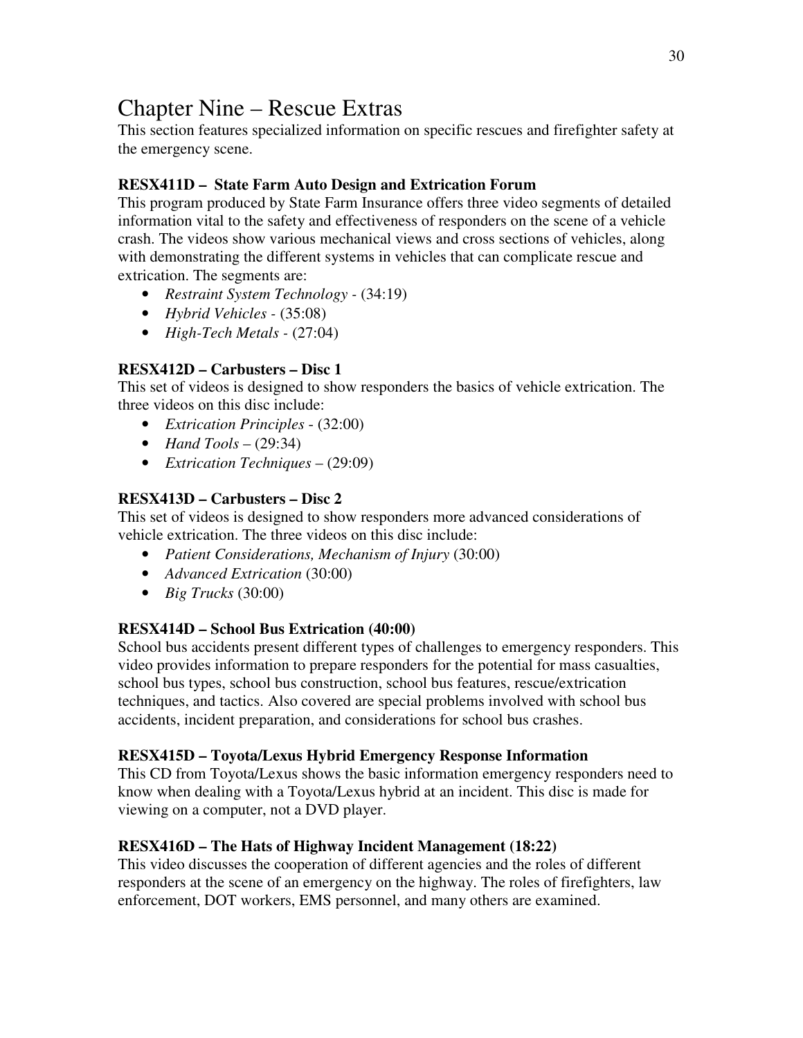# Chapter Nine – Rescue Extras

This section features specialized information on specific rescues and firefighter safety at the emergency scene.

**RESX411D – State Farm Auto Design and Extrication Forum**

This program produced by State Farm Insurance offers three video segments of detailed information vital to the safety and effectiveness of responders on the scene of a vehicle crash. The videos show various mechanical views and cross sections of vehicles, along with demonstrating the different systems in vehicles that can complicate rescue and extrication. The segments are:

- *Restraint System Technology* - (34:19)
- *Hybrid Vehicles* - (35:08)
- *High-Tech Metals* - (27:04)

**RESX412D – Carbusters – Disc 1**

This set of videos is designed to show responders the basics of vehicle extrication. The three videos on this disc include:

- *Extrication Principles* - (32:00)
- *Hand Tools* – (29:34)
- *Extrication Techniques* – (29:09)

**RESX413D – Carbusters – Disc 2**

This set of videos is designed to show responders more advanced considerations of vehicle extrication. The three videos on this disc include:

- *Patient Considerations, Mechanism of Injury* (30:00)
- *Advanced Extrication* (30:00)
- *Big Trucks* (30:00)

**RESX414D – School Bus Extrication (40:00)**

School bus accidents present different types of challenges to emergency responders. This video provides information to prepare responders for the potential for mass casualties, school bus types, school bus construction, school bus features, rescue/extrication techniques, and tactics. Also covered are special problems involved with school bus accidents, incident preparation, and considerations for school bus crashes.

**RESX415D – Toyota/Lexus Hybrid Emergency Response Information**

This CD from Toyota/Lexus shows the basic information emergency responders need to know when dealing with a Toyota/Lexus hybrid at an incident. This disc is made for viewing on a computer, not a DVD player.

**RESX416D – The Hats of Highway Incident Management (18:22)**

This video discusses the cooperation of different agencies and the roles of different responders at the scene of an emergency on the highway. The roles of firefighters, law enforcement, DOT workers, EMS personnel, and many others are examined.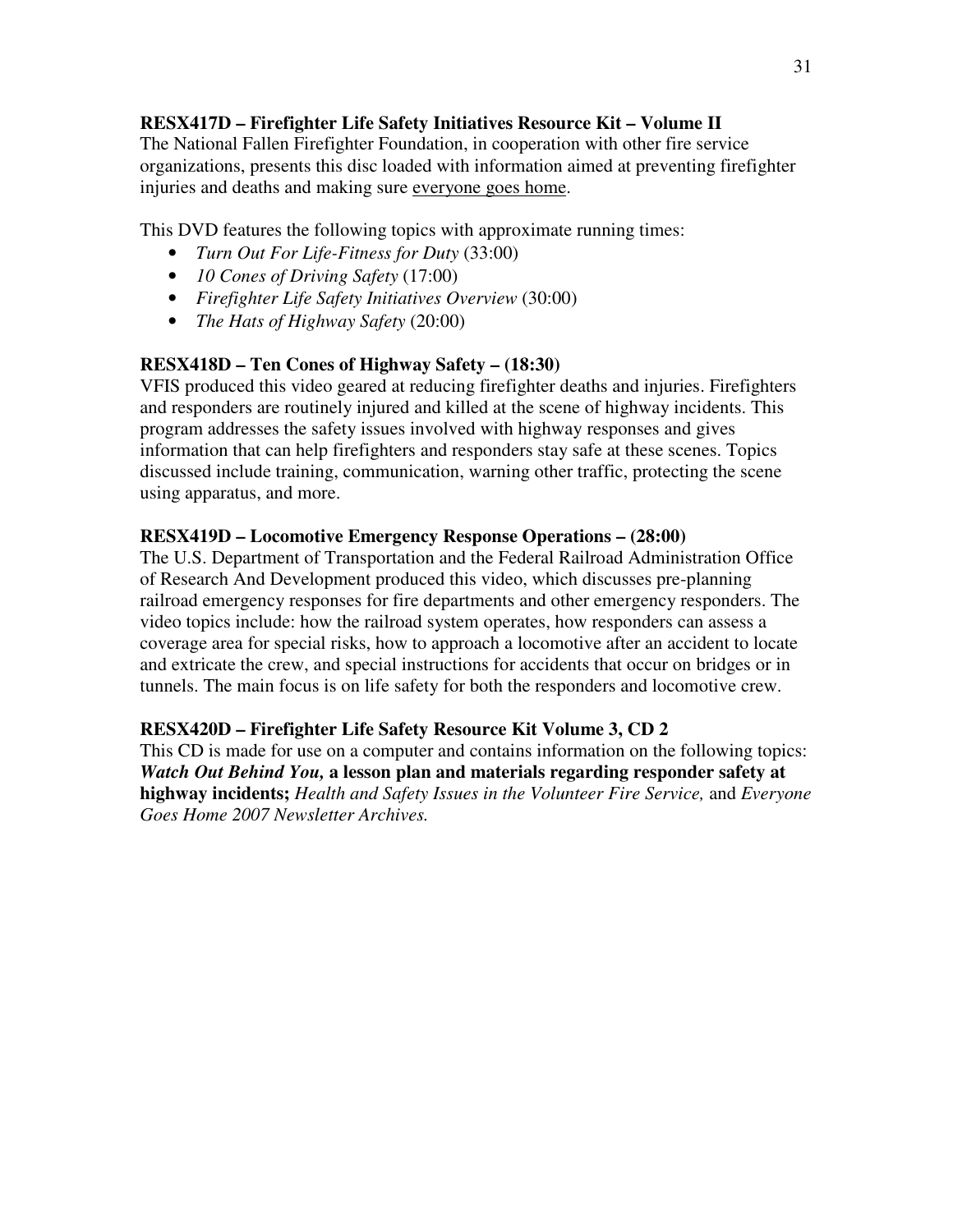**RESX417D – Firefighter Life Safety Initiatives Resource Kit – Volume II**

The National Fallen Firefighter Foundation, in cooperation with other fire service organizations, presents this disc loaded with information aimed at preventing firefighter injuries and deaths and making sure <u>everyone goes home</u>.

This DVD features the following topics with approximate running times:

- *Turn Out For Life-Fitness for Duty* (33:00)
- *10 Cones of Driving Safety* (17:00)
- *Firefighter Life Safety Initiatives Overview* (30:00)
- *The Hats of Highway Safety* (20:00)

**RESX418D – Ten Cones of Highway Safety – (18:30)**

VFIS produced this video geared at reducing firefighter deaths and injuries. Firefighters and responders are routinely injured and killed at the scene of highway incidents. This program addresses the safety issues involved with highway responses and gives information that can help firefighters and responders stay safe at these scenes. Topics discussed include training, communication, warning other traffic, protecting the scene using apparatus, and more.

**RESX419D – Locomotive Emergency Response Operations – (28:00)**

The U.S. Department of Transportation and the Federal Railroad Administration Office of Research And Development produced this video, which discusses pre-planning railroad emergency responses for fire departments and other emergency responders. The video topics include: how the railroad system operates, how responders can assess a coverage area for special risks, how to approach a locomotive after an accident to locate and extricate the crew, and special instructions for accidents that occur on bridges or in tunnels. The main focus is on life safety for both the responders and locomotive crew.

**RESX420D – Firefighter Life Safety Resource Kit Volume 3, CD 2**

This CD is made for use on a computer and contains information on the following topics: ***Watch Out Behind You,* a lesson plan and materials regarding responder safety at highway incidents;** *Health and Safety Issues in the Volunteer Fire Service,* and *Everyone Goes Home 2007 Newsletter Archives.*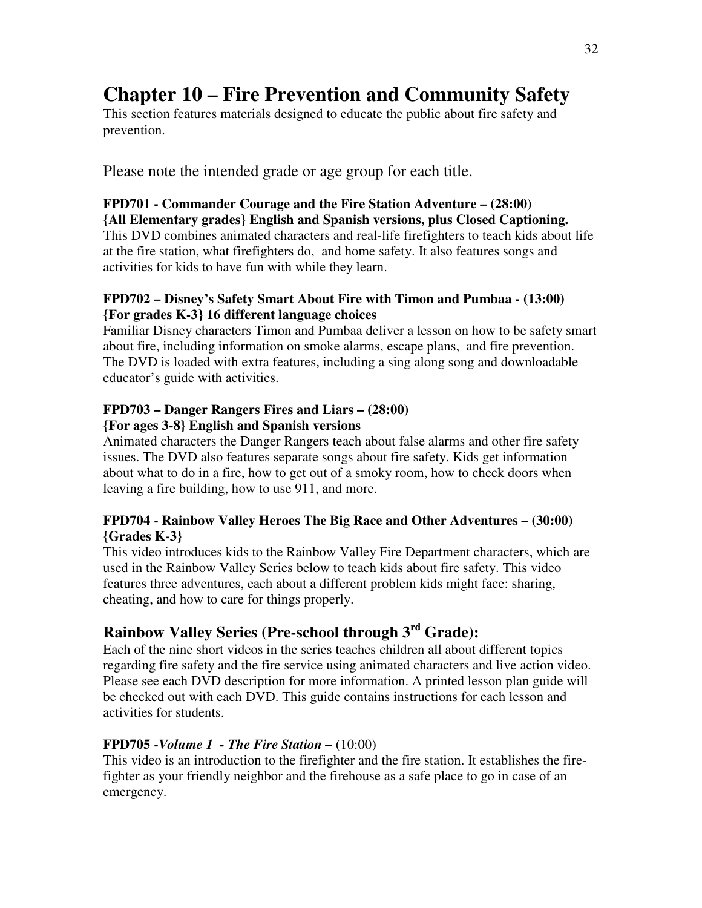# Chapter 10 – Fire Prevention and Community Safety

This section features materials designed to educate the public about fire safety and prevention.

Please note the intended grade or age group for each title.

**FPD701 - Commander Courage and the Fire Station Adventure – (28:00)**
**{All Elementary grades} English and Spanish versions, plus Closed Captioning.**
This DVD combines animated characters and real-life firefighters to teach kids about life at the fire station, what firefighters do, and home safety. It also features songs and activities for kids to have fun with while they learn.

**FPD702 – Disney's Safety Smart About Fire with Timon and Pumbaa - (13:00)**
**{For grades K-3} 16 different language choices**
Familiar Disney characters Timon and Pumbaa deliver a lesson on how to be safety smart about fire, including information on smoke alarms, escape plans, and fire prevention. The DVD is loaded with extra features, including a sing along song and downloadable educator's guide with activities.

**FPD703 – Danger Rangers Fires and Liars – (28:00)**
**{For ages 3-8} English and Spanish versions**
Animated characters the Danger Rangers teach about false alarms and other fire safety issues. The DVD also features separate songs about fire safety. Kids get information about what to do in a fire, how to get out of a smoky room, how to check doors when leaving a fire building, how to use 911, and more.

**FPD704 - Rainbow Valley Heroes The Big Race and Other Adventures – (30:00)**
**{Grades K-3}**
This video introduces kids to the Rainbow Valley Fire Department characters, which are used in the Rainbow Valley Series below to teach kids about fire safety. This video features three adventures, each about a different problem kids might face: sharing, cheating, and how to care for things properly.

## Rainbow Valley Series (Pre-school through 3rd Grade):

Each of the nine short videos in the series teaches children all about different topics regarding fire safety and the fire service using animated characters and live action video. Please see each DVD description for more information. A printed lesson plan guide will be checked out with each DVD. This guide contains instructions for each lesson and activities for students.

**FPD705 -*Volume 1 - The Fire Station* –** (10:00)
This video is an introduction to the firefighter and the fire station. It establishes the fire-fighter as your friendly neighbor and the firehouse as a safe place to go in case of an emergency.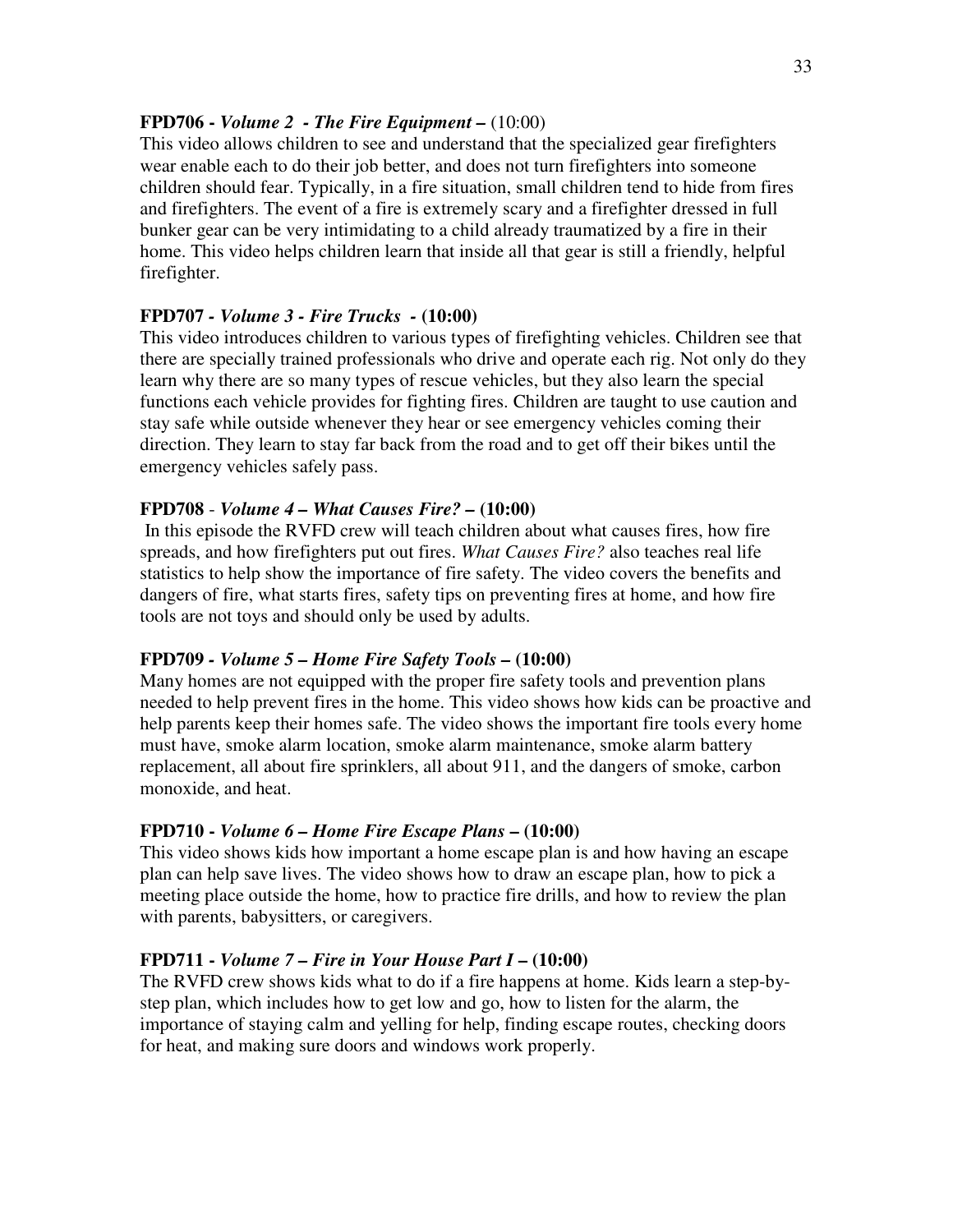**FPD706 -** ***Volume 2 - The Fire Equipment* –** (10:00)

This video allows children to see and understand that the specialized gear firefighters wear enable each to do their job better, and does not turn firefighters into someone children should fear. Typically, in a fire situation, small children tend to hide from fires and firefighters. The event of a fire is extremely scary and a firefighter dressed in full bunker gear can be very intimidating to a child already traumatized by a fire in their home. This video helps children learn that inside all that gear is still a friendly, helpful firefighter.

**FPD707 -** ***Volume 3 - Fire Trucks* - (10:00)**

This video introduces children to various types of firefighting vehicles. Children see that there are specially trained professionals who drive and operate each rig. Not only do they learn why there are so many types of rescue vehicles, but they also learn the special functions each vehicle provides for fighting fires. Children are taught to use caution and stay safe while outside whenever they hear or see emergency vehicles coming their direction. They learn to stay far back from the road and to get off their bikes until the emergency vehicles safely pass.

**FPD708** - ***Volume 4 – What Causes Fire?* – (10:00)**

In this episode the RVFD crew will teach children about what causes fires, how fire spreads, and how firefighters put out fires. *What Causes Fire?* also teaches real life statistics to help show the importance of fire safety. The video covers the benefits and dangers of fire, what starts fires, safety tips on preventing fires at home, and how fire tools are not toys and should only be used by adults.

**FPD709 -** ***Volume 5 – Home Fire Safety Tools* – (10:00)**

Many homes are not equipped with the proper fire safety tools and prevention plans needed to help prevent fires in the home. This video shows how kids can be proactive and help parents keep their homes safe. The video shows the important fire tools every home must have, smoke alarm location, smoke alarm maintenance, smoke alarm battery replacement, all about fire sprinklers, all about 911, and the dangers of smoke, carbon monoxide, and heat.

**FPD710 -** ***Volume 6 – Home Fire Escape Plans* – (10:00)**

This video shows kids how important a home escape plan is and how having an escape plan can help save lives. The video shows how to draw an escape plan, how to pick a meeting place outside the home, how to practice fire drills, and how to review the plan with parents, babysitters, or caregivers.

**FPD711 -** ***Volume 7 – Fire in Your House Part I* – (10:00)**

The RVFD crew shows kids what to do if a fire happens at home. Kids learn a step-by-step plan, which includes how to get low and go, how to listen for the alarm, the importance of staying calm and yelling for help, finding escape routes, checking doors for heat, and making sure doors and windows work properly.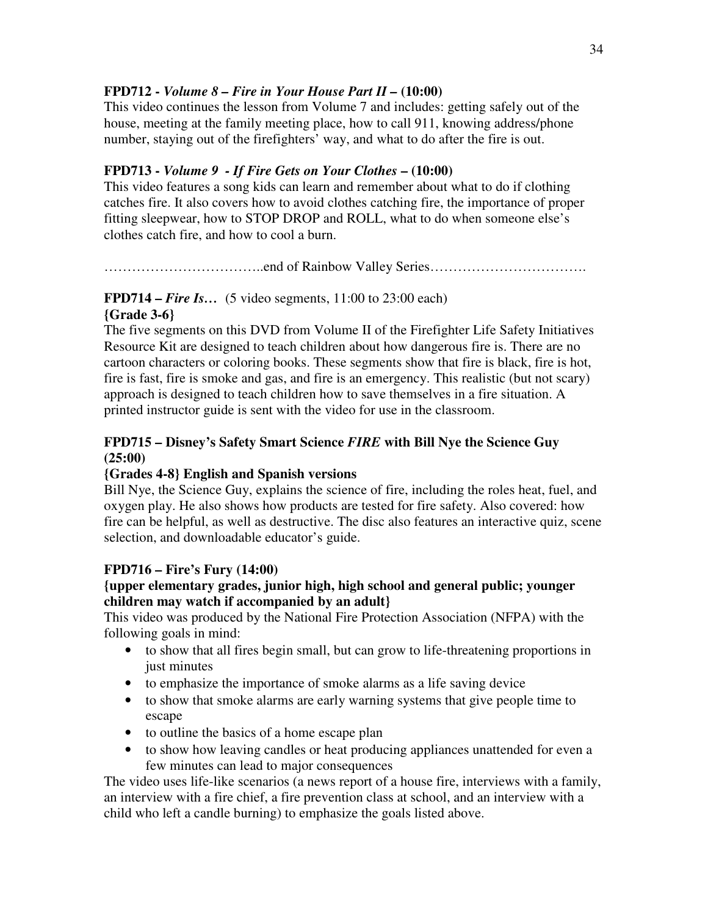**FPD712 -** ***Volume 8 – Fire in Your House Part II*** **– (10:00)**

This video continues the lesson from Volume 7 and includes: getting safely out of the house, meeting at the family meeting place, how to call 911, knowing address/phone number, staying out of the firefighters' way, and what to do after the fire is out.

**FPD713 -** ***Volume 9 - If Fire Gets on Your Clothes*** **– (10:00)**

This video features a song kids can learn and remember about what to do if clothing catches fire. It also covers how to avoid clothes catching fire, the importance of proper fitting sleepwear, how to STOP DROP and ROLL, what to do when someone else's clothes catch fire, and how to cool a burn.

……………………………..end of Rainbow Valley Series…………………………….

**FPD714 –** ***Fire Is…*** (5 video segments, 11:00 to 23:00 each)
**{Grade 3-6}**

The five segments on this DVD from Volume II of the Firefighter Life Safety Initiatives Resource Kit are designed to teach children about how dangerous fire is. There are no cartoon characters or coloring books. These segments show that fire is black, fire is hot, fire is fast, fire is smoke and gas, and fire is an emergency. This realistic (but not scary) approach is designed to teach children how to save themselves in a fire situation. A printed instructor guide is sent with the video for use in the classroom.

**FPD715 – Disney's Safety Smart Science** ***FIRE*** **with Bill Nye the Science Guy (25:00)**
**{Grades 4-8} English and Spanish versions**

Bill Nye, the Science Guy, explains the science of fire, including the roles heat, fuel, and oxygen play. He also shows how products are tested for fire safety. Also covered: how fire can be helpful, as well as destructive. The disc also features an interactive quiz, scene selection, and downloadable educator's guide.

**FPD716 – Fire's Fury (14:00)**
**{upper elementary grades, junior high, high school and general public; younger children may watch if accompanied by an adult}**

This video was produced by the National Fire Protection Association (NFPA) with the following goals in mind:

- to show that all fires begin small, but can grow to life-threatening proportions in just minutes
- to emphasize the importance of smoke alarms as a life saving device
- to show that smoke alarms are early warning systems that give people time to escape
- to outline the basics of a home escape plan
- to show how leaving candles or heat producing appliances unattended for even a few minutes can lead to major consequences

The video uses life-like scenarios (a news report of a house fire, interviews with a family, an interview with a fire chief, a fire prevention class at school, and an interview with a child who left a candle burning) to emphasize the goals listed above.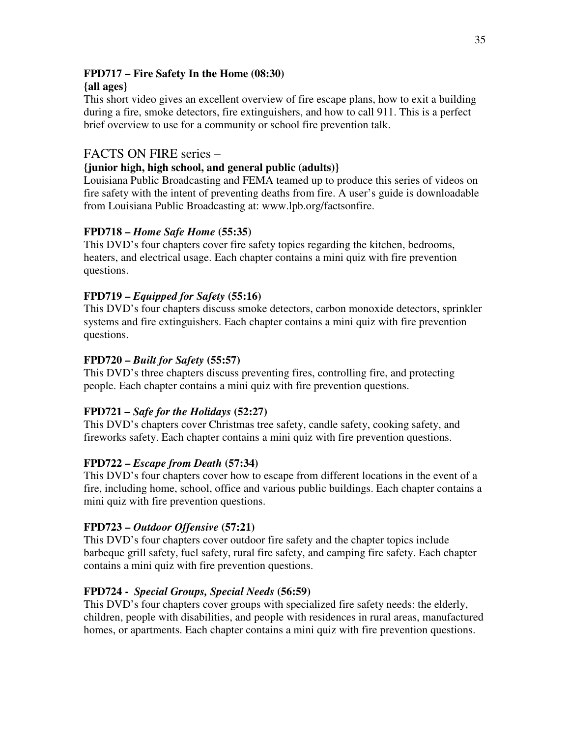**FPD717 – Fire Safety In the Home (08:30)**
**{all ages}**

This short video gives an excellent overview of fire escape plans, how to exit a building during a fire, smoke detectors, fire extinguishers, and how to call 911. This is a perfect brief overview to use for a community or school fire prevention talk.

## FACTS ON FIRE series –

**{junior high, high school, and general public (adults)}**

Louisiana Public Broadcasting and FEMA teamed up to produce this series of videos on fire safety with the intent of preventing deaths from fire. A user's guide is downloadable from Louisiana Public Broadcasting at: www.lpb.org/factsonfire.

**FPD718 – *Home Safe Home* (55:35)**

This DVD's four chapters cover fire safety topics regarding the kitchen, bedrooms, heaters, and electrical usage. Each chapter contains a mini quiz with fire prevention questions.

**FPD719 – *Equipped for Safety* (55:16)**

This DVD's four chapters discuss smoke detectors, carbon monoxide detectors, sprinkler systems and fire extinguishers. Each chapter contains a mini quiz with fire prevention questions.

**FPD720 – *Built for Safety* (55:57)**

This DVD's three chapters discuss preventing fires, controlling fire, and protecting people. Each chapter contains a mini quiz with fire prevention questions.

**FPD721 – *Safe for the Holidays* (52:27)**

This DVD's chapters cover Christmas tree safety, candle safety, cooking safety, and fireworks safety. Each chapter contains a mini quiz with fire prevention questions.

**FPD722 – *Escape from Death* (57:34)**

This DVD's four chapters cover how to escape from different locations in the event of a fire, including home, school, office and various public buildings. Each chapter contains a mini quiz with fire prevention questions.

**FPD723 – *Outdoor Offensive* (57:21)**

This DVD's four chapters cover outdoor fire safety and the chapter topics include barbeque grill safety, fuel safety, rural fire safety, and camping fire safety. Each chapter contains a mini quiz with fire prevention questions.

**FPD724 - *Special Groups, Special Needs* (56:59)**

This DVD's four chapters cover groups with specialized fire safety needs: the elderly, children, people with disabilities, and people with residences in rural areas, manufactured homes, or apartments. Each chapter contains a mini quiz with fire prevention questions.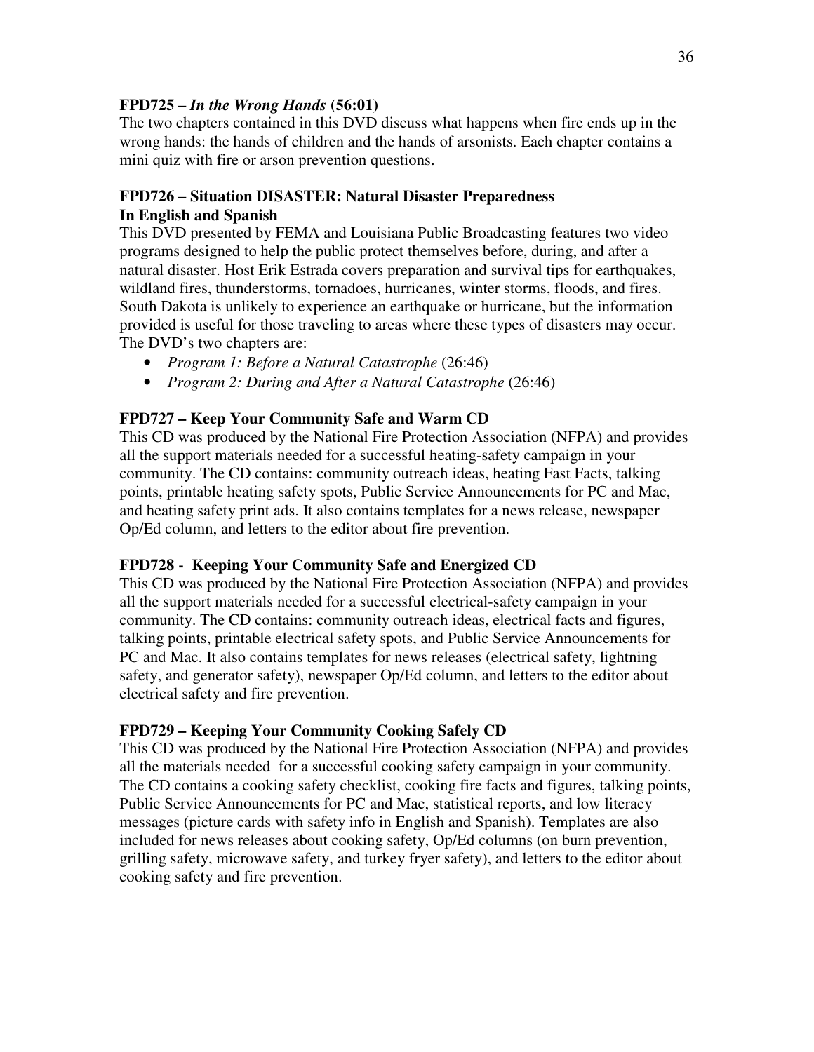### FPD725 – *In the Wrong Hands* (56:01)

The two chapters contained in this DVD discuss what happens when fire ends up in the wrong hands: the hands of children and the hands of arsonists. Each chapter contains a mini quiz with fire or arson prevention questions.

### FPD726 – Situation DISASTER: Natural Disaster Preparedness In English and Spanish

This DVD presented by FEMA and Louisiana Public Broadcasting features two video programs designed to help the public protect themselves before, during, and after a natural disaster. Host Erik Estrada covers preparation and survival tips for earthquakes, wildland fires, thunderstorms, tornadoes, hurricanes, winter storms, floods, and fires. South Dakota is unlikely to experience an earthquake or hurricane, but the information provided is useful for those traveling to areas where these types of disasters may occur. The DVD's two chapters are:

- *Program 1: Before a Natural Catastrophe* (26:46)
- *Program 2: During and After a Natural Catastrophe* (26:46)

### FPD727 – Keep Your Community Safe and Warm CD

This CD was produced by the National Fire Protection Association (NFPA) and provides all the support materials needed for a successful heating-safety campaign in your community. The CD contains: community outreach ideas, heating Fast Facts, talking points, printable heating safety spots, Public Service Announcements for PC and Mac, and heating safety print ads. It also contains templates for a news release, newspaper Op/Ed column, and letters to the editor about fire prevention.

### FPD728 - Keeping Your Community Safe and Energized CD

This CD was produced by the National Fire Protection Association (NFPA) and provides all the support materials needed for a successful electrical-safety campaign in your community. The CD contains: community outreach ideas, electrical facts and figures, talking points, printable electrical safety spots, and Public Service Announcements for PC and Mac. It also contains templates for news releases (electrical safety, lightning safety, and generator safety), newspaper Op/Ed column, and letters to the editor about electrical safety and fire prevention.

### FPD729 – Keeping Your Community Cooking Safely CD

This CD was produced by the National Fire Protection Association (NFPA) and provides all the materials needed for a successful cooking safety campaign in your community. The CD contains a cooking safety checklist, cooking fire facts and figures, talking points, Public Service Announcements for PC and Mac, statistical reports, and low literacy messages (picture cards with safety info in English and Spanish). Templates are also included for news releases about cooking safety, Op/Ed columns (on burn prevention, grilling safety, microwave safety, and turkey fryer safety), and letters to the editor about cooking safety and fire prevention.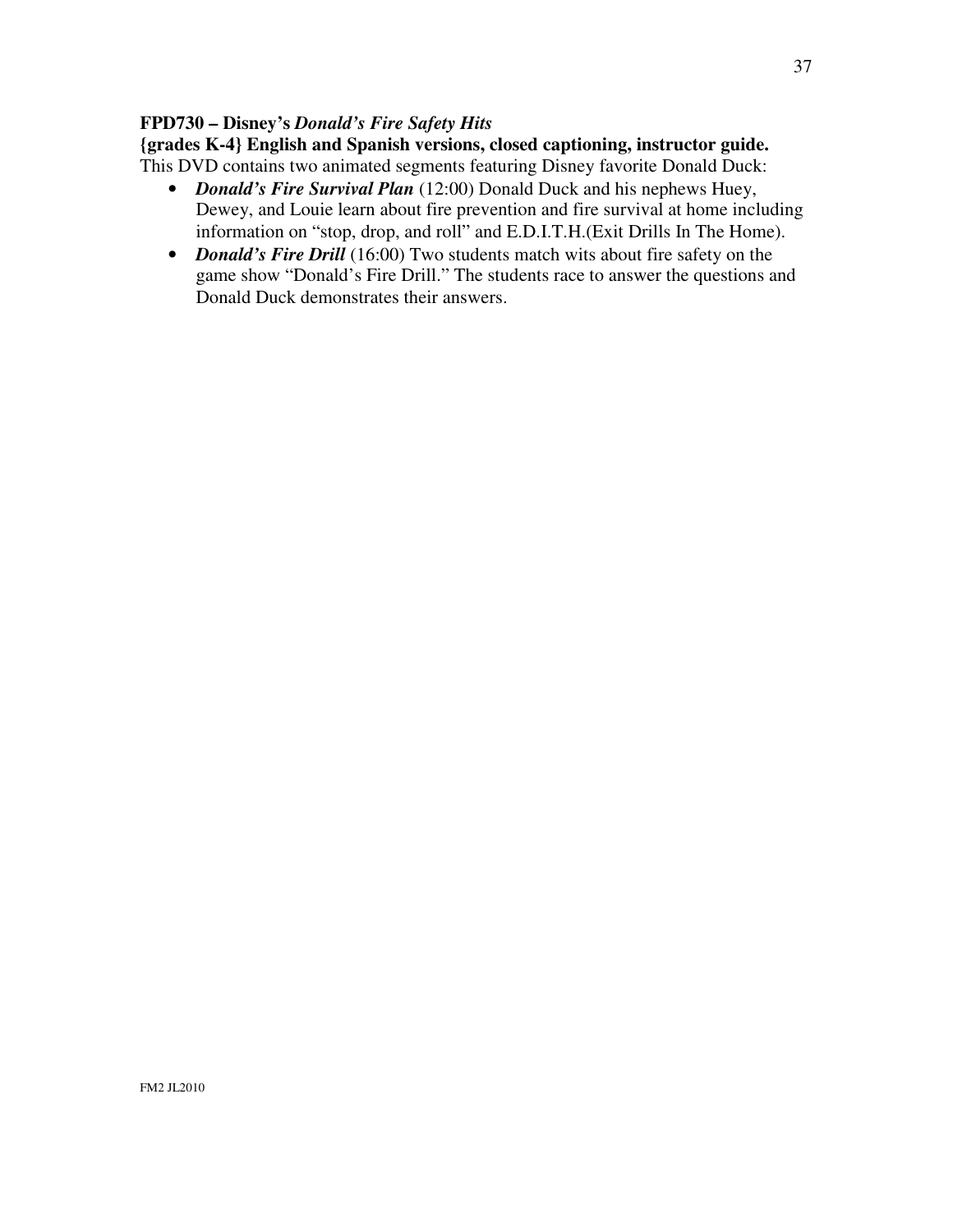**FPD730 – Disney's *Donald's Fire Safety Hits***

**{grades K-4} English and Spanish versions, closed captioning, instructor guide.**

This DVD contains two animated segments featuring Disney favorite Donald Duck:

- ***Donald's Fire Survival Plan*** (12:00) Donald Duck and his nephews Huey, Dewey, and Louie learn about fire prevention and fire survival at home including information on "stop, drop, and roll" and E.D.I.T.H.(Exit Drills In The Home).
- ***Donald's Fire Drill*** (16:00) Two students match wits about fire safety on the game show "Donald's Fire Drill." The students race to answer the questions and Donald Duck demonstrates their answers.